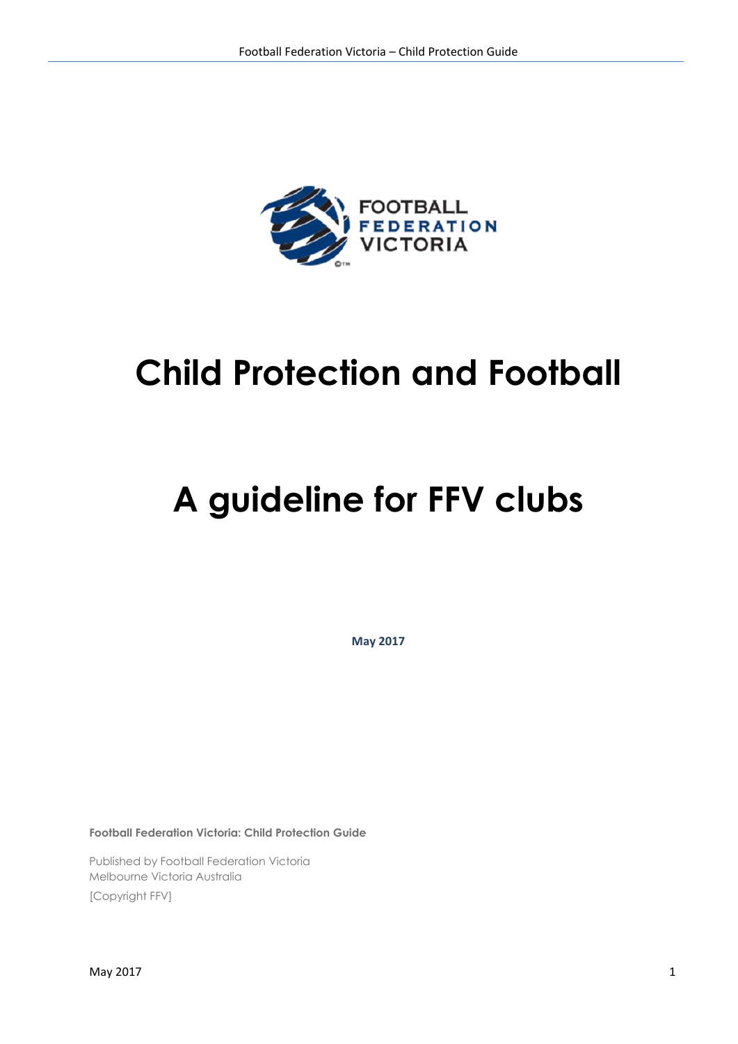# Child Protection and Football

# A guideline for FFV clubs

**May 2017**

**Football Federation Victoria: Child Protection Guide**

Published by Football Federation Victoria
Melbourne Victoria Australia
[Copyright FFV]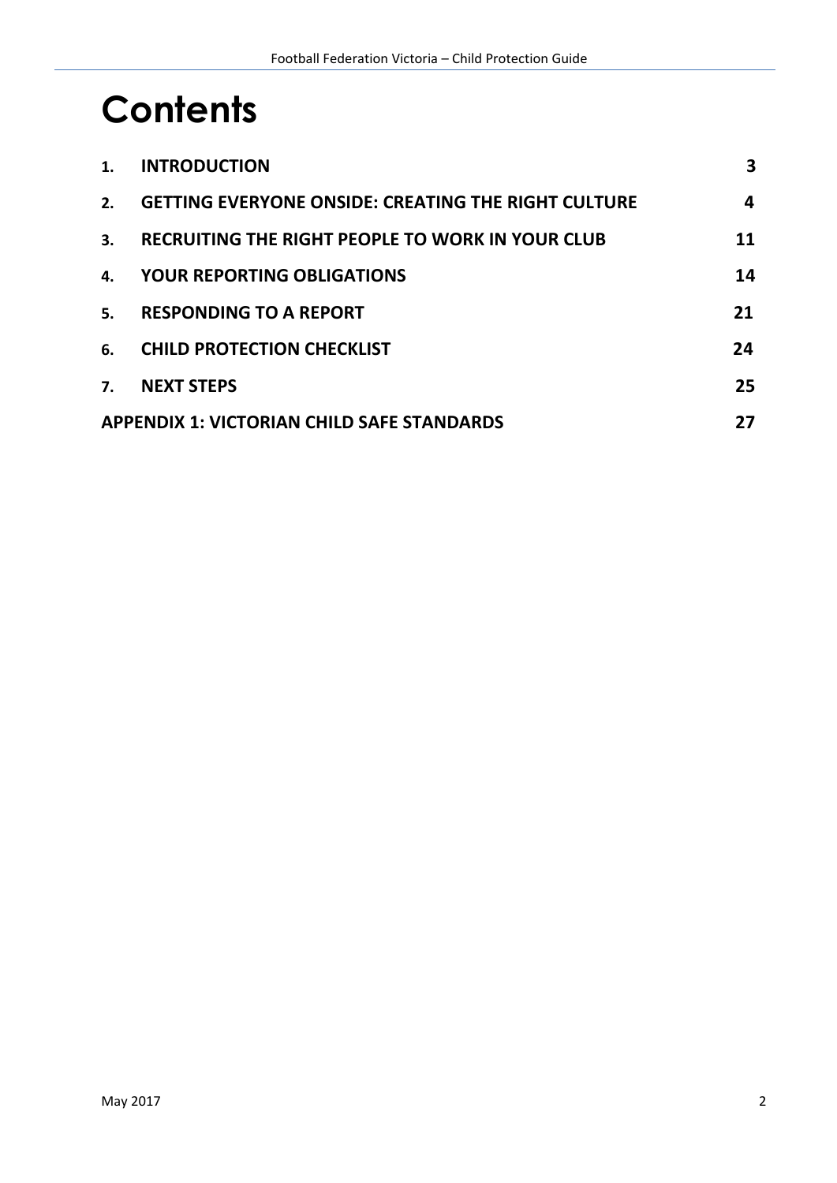# Contents

| | | |
|---|---|---|
| **1.** | **INTRODUCTION** | **3** |
| **2.** | **GETTING EVERYONE ONSIDE: CREATING THE RIGHT CULTURE** | **4** |
| **3.** | **RECRUITING THE RIGHT PEOPLE TO WORK IN YOUR CLUB** | **11** |
| **4.** | **YOUR REPORTING OBLIGATIONS** | **14** |
| **5.** | **RESPONDING TO A REPORT** | **21** |
| **6.** | **CHILD PROTECTION CHECKLIST** | **24** |
| **7.** | **NEXT STEPS** | **25** |
| **APPENDIX 1: VICTORIAN CHILD SAFE STANDARDS** | | **27** |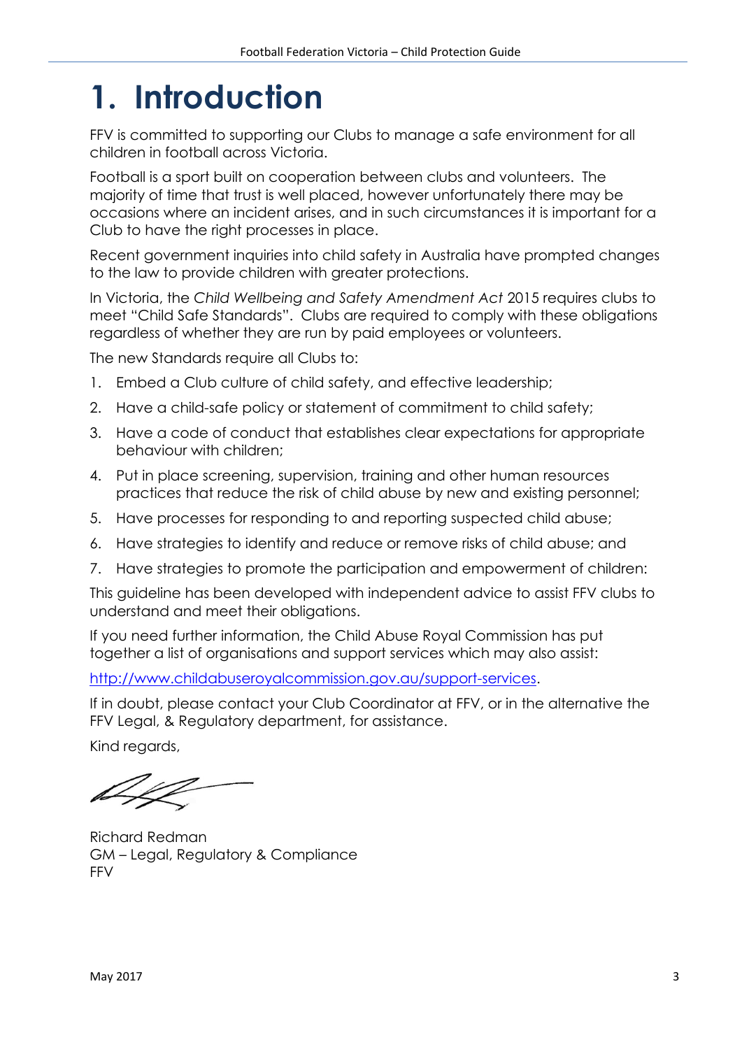# 1. Introduction

FFV is committed to supporting our Clubs to manage a safe environment for all children in football across Victoria.

Football is a sport built on cooperation between clubs and volunteers. The majority of time that trust is well placed, however unfortunately there may be occasions where an incident arises, and in such circumstances it is important for a Club to have the right processes in place.

Recent government inquiries into child safety in Australia have prompted changes to the law to provide children with greater protections.

In Victoria, the *Child Wellbeing and Safety Amendment Act* 2015 requires clubs to meet "Child Safe Standards". Clubs are required to comply with these obligations regardless of whether they are run by paid employees or volunteers.

The new Standards require all Clubs to:

1. Embed a Club culture of child safety, and effective leadership;
2. Have a child-safe policy or statement of commitment to child safety;
3. Have a code of conduct that establishes clear expectations for appropriate behaviour with children;
4. Put in place screening, supervision, training and other human resources practices that reduce the risk of child abuse by new and existing personnel;
5. Have processes for responding to and reporting suspected child abuse;
6. Have strategies to identify and reduce or remove risks of child abuse; and
7. Have strategies to promote the participation and empowerment of children:

This guideline has been developed with independent advice to assist FFV clubs to understand and meet their obligations.

If you need further information, the Child Abuse Royal Commission has put together a list of organisations and support services which may also assist:

http://www.childabuseroyalcommission.gov.au/support-services.

If in doubt, please contact your Club Coordinator at FFV, or in the alternative the FFV Legal, & Regulatory department, for assistance.

Kind regards,

Richard Redman
GM – Legal, Regulatory & Compliance
FFV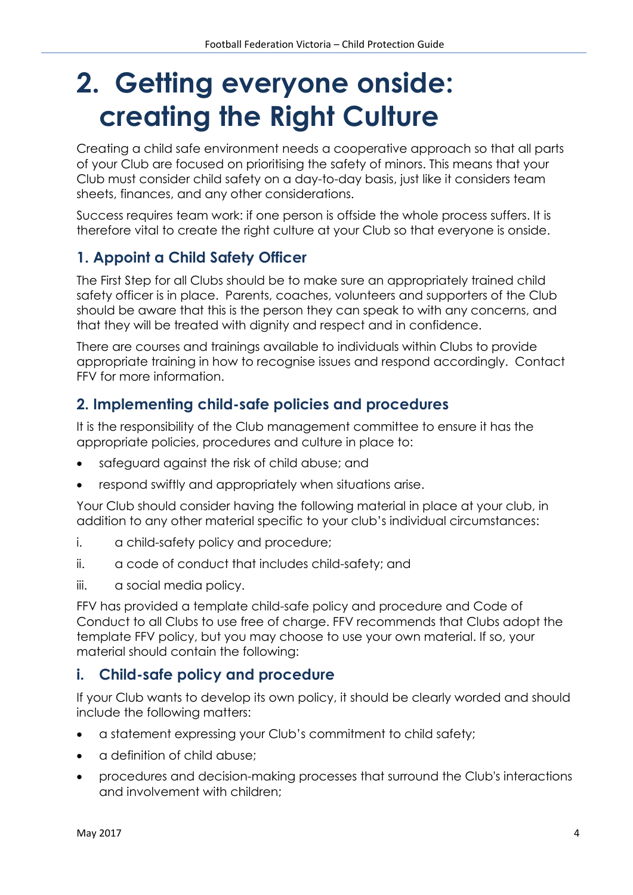# 2. Getting everyone onside: creating the Right Culture

Creating a child safe environment needs a cooperative approach so that all parts of your Club are focused on prioritising the safety of minors. This means that your Club must consider child safety on a day-to-day basis, just like it considers team sheets, finances, and any other considerations.

Success requires team work: if one person is offside the whole process suffers. It is therefore vital to create the right culture at your Club so that everyone is onside.

## 1. Appoint a Child Safety Officer

The First Step for all Clubs should be to make sure an appropriately trained child safety officer is in place. Parents, coaches, volunteers and supporters of the Club should be aware that this is the person they can speak to with any concerns, and that they will be treated with dignity and respect and in confidence.

There are courses and trainings available to individuals within Clubs to provide appropriate training in how to recognise issues and respond accordingly. Contact FFV for more information.

## 2. Implementing child-safe policies and procedures

It is the responsibility of the Club management committee to ensure it has the appropriate policies, procedures and culture in place to:

- safeguard against the risk of child abuse; and
- respond swiftly and appropriately when situations arise.

Your Club should consider having the following material in place at your club, in addition to any other material specific to your club's individual circumstances:

i. a child-safety policy and procedure;

ii. a code of conduct that includes child-safety; and

iii. a social media policy.

FFV has provided a template child-safe policy and procedure and Code of Conduct to all Clubs to use free of charge. FFV recommends that Clubs adopt the template FFV policy, but you may choose to use your own material. If so, your material should contain the following:

## i. Child-safe policy and procedure

If your Club wants to develop its own policy, it should be clearly worded and should include the following matters:

- a statement expressing your Club's commitment to child safety;
- a definition of child abuse;
- procedures and decision-making processes that surround the Club's interactions and involvement with children;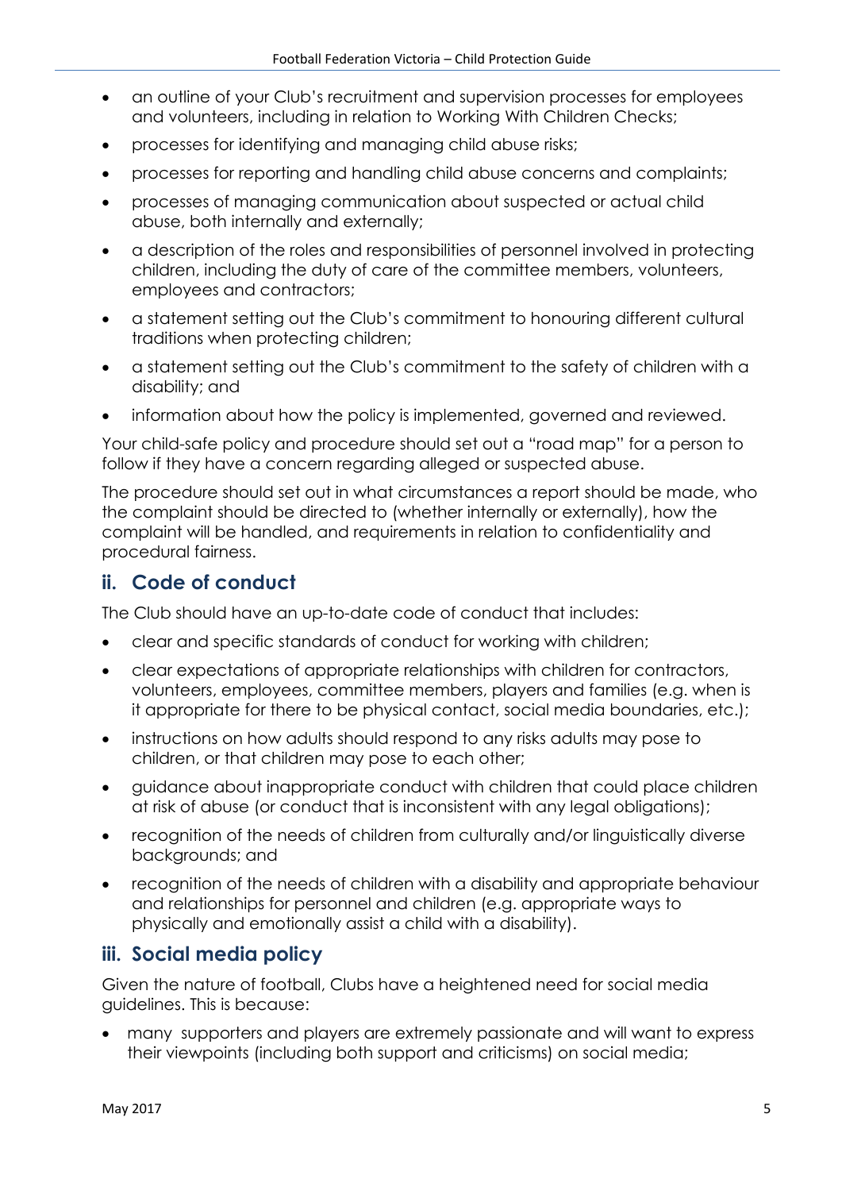- an outline of your Club's recruitment and supervision processes for employees and volunteers, including in relation to Working With Children Checks;
- processes for identifying and managing child abuse risks;
- processes for reporting and handling child abuse concerns and complaints;
- processes of managing communication about suspected or actual child abuse, both internally and externally;
- a description of the roles and responsibilities of personnel involved in protecting children, including the duty of care of the committee members, volunteers, employees and contractors;
- a statement setting out the Club's commitment to honouring different cultural traditions when protecting children;
- a statement setting out the Club's commitment to the safety of children with a disability; and
- information about how the policy is implemented, governed and reviewed.

Your child-safe policy and procedure should set out a "road map" for a person to follow if they have a concern regarding alleged or suspected abuse.

The procedure should set out in what circumstances a report should be made, who the complaint should be directed to (whether internally or externally), how the complaint will be handled, and requirements in relation to confidentiality and procedural fairness.

## ii. Code of conduct

The Club should have an up-to-date code of conduct that includes:

- clear and specific standards of conduct for working with children;
- clear expectations of appropriate relationships with children for contractors, volunteers, employees, committee members, players and families (e.g. when is it appropriate for there to be physical contact, social media boundaries, etc.);
- instructions on how adults should respond to any risks adults may pose to children, or that children may pose to each other;
- guidance about inappropriate conduct with children that could place children at risk of abuse (or conduct that is inconsistent with any legal obligations);
- recognition of the needs of children from culturally and/or linguistically diverse backgrounds; and
- recognition of the needs of children with a disability and appropriate behaviour and relationships for personnel and children (e.g. appropriate ways to physically and emotionally assist a child with a disability).

## iii. Social media policy

Given the nature of football, Clubs have a heightened need for social media guidelines. This is because:

- many supporters and players are extremely passionate and will want to express their viewpoints (including both support and criticisms) on social media;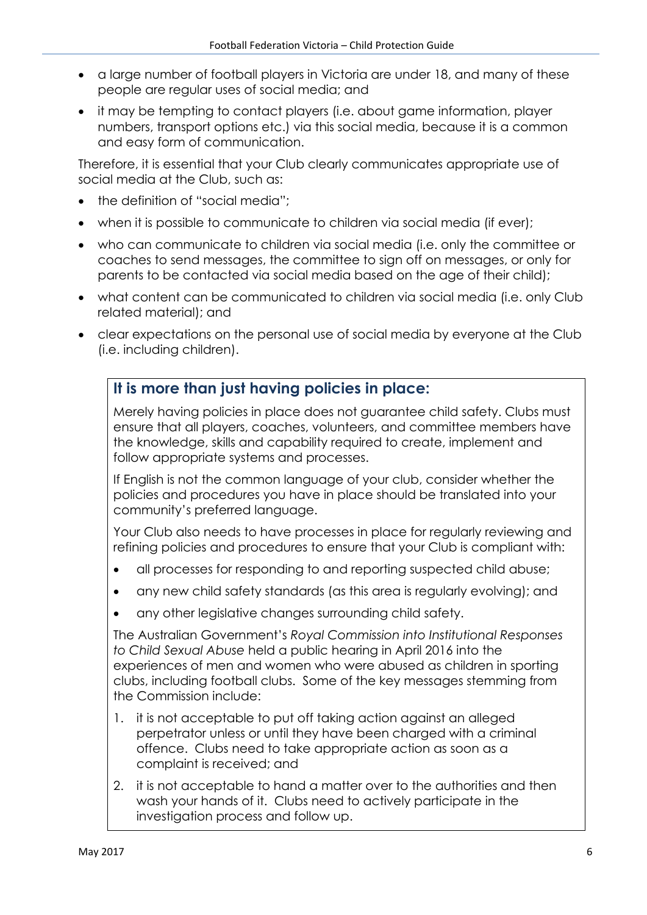- a large number of football players in Victoria are under 18, and many of these people are regular uses of social media; and
- it may be tempting to contact players (i.e. about game information, player numbers, transport options etc.) via this social media, because it is a common and easy form of communication.

Therefore, it is essential that your Club clearly communicates appropriate use of social media at the Club, such as:

- the definition of "social media";
- when it is possible to communicate to children via social media (if ever);
- who can communicate to children via social media (i.e. only the committee or coaches to send messages, the committee to sign off on messages, or only for parents to be contacted via social media based on the age of their child);
- what content can be communicated to children via social media (i.e. only Club related material); and
- clear expectations on the personal use of social media by everyone at the Club (i.e. including children).

### It is more than just having policies in place:

Merely having policies in place does not guarantee child safety. Clubs must ensure that all players, coaches, volunteers, and committee members have the knowledge, skills and capability required to create, implement and follow appropriate systems and processes.

If English is not the common language of your club, consider whether the policies and procedures you have in place should be translated into your community's preferred language.

Your Club also needs to have processes in place for regularly reviewing and refining policies and procedures to ensure that your Club is compliant with:

- all processes for responding to and reporting suspected child abuse;
- any new child safety standards (as this area is regularly evolving); and
- any other legislative changes surrounding child safety.

The Australian Government's *Royal Commission into Institutional Responses to Child Sexual Abuse* held a public hearing in April 2016 into the experiences of men and women who were abused as children in sporting clubs, including football clubs. Some of the key messages stemming from the Commission include:

1. it is not acceptable to put off taking action against an alleged perpetrator unless or until they have been charged with a criminal offence. Clubs need to take appropriate action as soon as a complaint is received; and
2. it is not acceptable to hand a matter over to the authorities and then wash your hands of it. Clubs need to actively participate in the investigation process and follow up.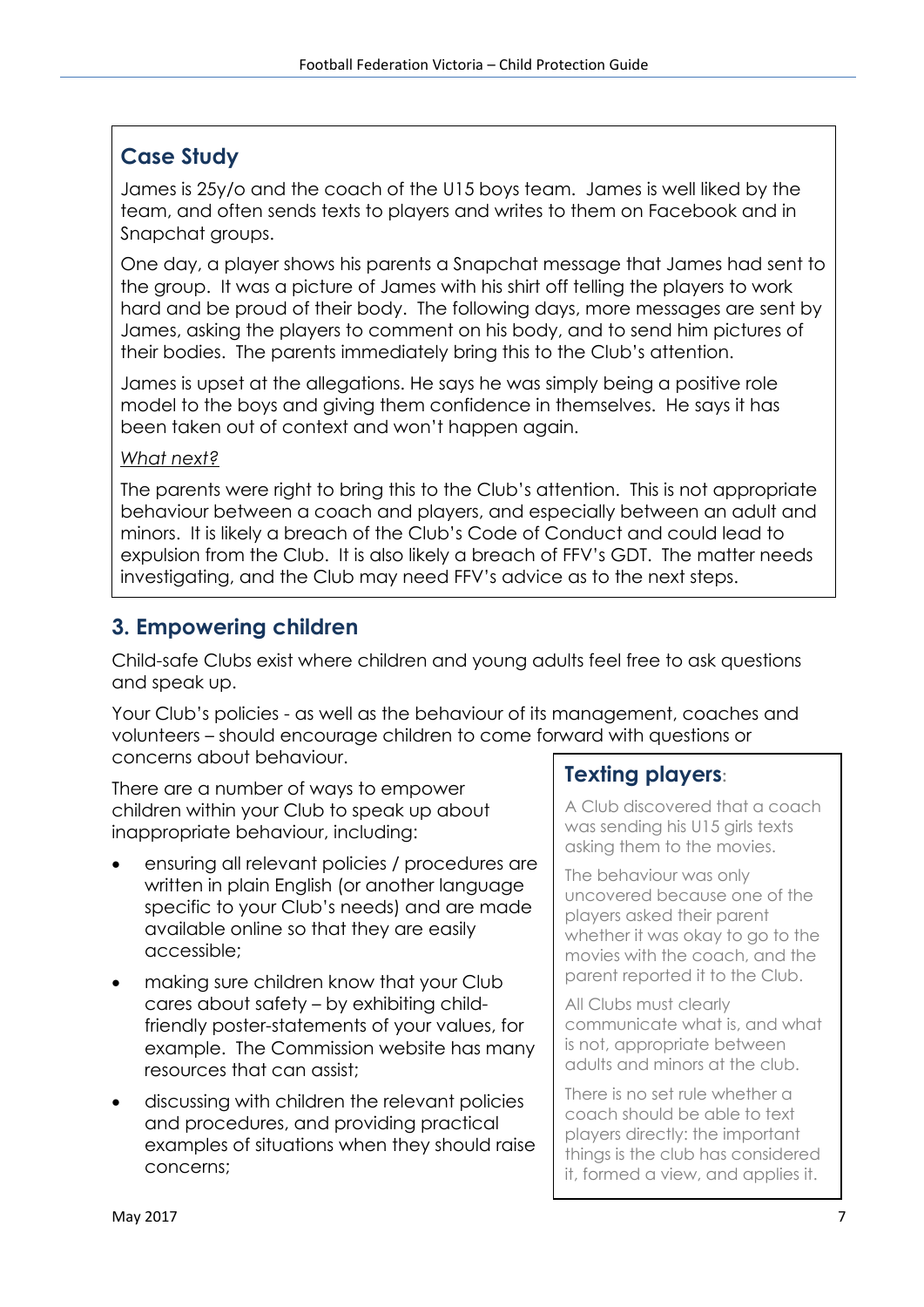## Case Study

James is 25y/o and the coach of the U15 boys team. James is well liked by the team, and often sends texts to players and writes to them on Facebook and in Snapchat groups.

One day, a player shows his parents a Snapchat message that James had sent to the group. It was a picture of James with his shirt off telling the players to work hard and be proud of their body. The following days, more messages are sent by James, asking the players to comment on his body, and to send him pictures of their bodies. The parents immediately bring this to the Club's attention.

James is upset at the allegations. He says he was simply being a positive role model to the boys and giving them confidence in themselves. He says it has been taken out of context and won't happen again.

*What next?*

The parents were right to bring this to the Club's attention. This is not appropriate behaviour between a coach and players, and especially between an adult and minors. It is likely a breach of the Club's Code of Conduct and could lead to expulsion from the Club. It is also likely a breach of FFV's GDT. The matter needs investigating, and the Club may need FFV's advice as to the next steps.

## 3. Empowering children

Child-safe Clubs exist where children and young adults feel free to ask questions and speak up.

Your Club's policies - as well as the behaviour of its management, coaches and volunteers – should encourage children to come forward with questions or concerns about behaviour.

There are a number of ways to empower children within your Club to speak up about inappropriate behaviour, including:

- ensuring all relevant policies / procedures are written in plain English (or another language specific to your Club's needs) and are made available online so that they are easily accessible;
- making sure children know that your Club cares about safety – by exhibiting child-friendly poster-statements of your values, for example. The Commission website has many resources that can assist;
- discussing with children the relevant policies and procedures, and providing practical examples of situations when they should raise concerns;

### Texting players:

A Club discovered that a coach was sending his U15 girls texts asking them to the movies.

The behaviour was only uncovered because one of the players asked their parent whether it was okay to go to the movies with the coach, and the parent reported it to the Club.

All Clubs must clearly communicate what is, and what is not, appropriate between adults and minors at the club.

There is no set rule whether a coach should be able to text players directly: the important things is the club has considered it, formed a view, and applies it.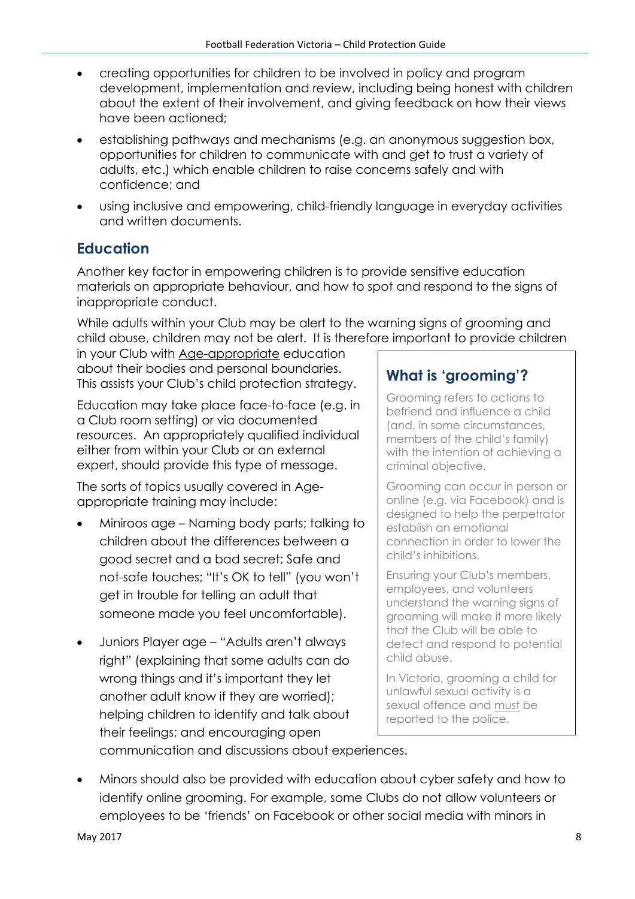- creating opportunities for children to be involved in policy and program development, implementation and review, including being honest with children about the extent of their involvement, and giving feedback on how their views have been actioned;
- establishing pathways and mechanisms (e.g. an anonymous suggestion box, opportunities for children to communicate with and get to trust a variety of adults, etc.) which enable children to raise concerns safely and with confidence; and
- using inclusive and empowering, child-friendly language in everyday activities and written documents.

## Education

Another key factor in empowering children is to provide sensitive education materials on appropriate behaviour, and how to spot and respond to the signs of inappropriate conduct.

While adults within your Club may be alert to the warning signs of grooming and child abuse, children may not be alert. It is therefore important to provide children in your Club with Age-appropriate education about their bodies and personal boundaries. This assists your Club's child protection strategy.

Education may take place face-to-face (e.g. in a Club room setting) or via documented resources. An appropriately qualified individual either from within your Club or an external expert, should provide this type of message.

The sorts of topics usually covered in Age-appropriate training may include:

- Miniroos age – Naming body parts; talking to children about the differences between a good secret and a bad secret; Safe and not-safe touches; "It's OK to tell" (you won't get in trouble for telling an adult that someone made you feel uncomfortable).
- Juniors Player age – "Adults aren't always right" (explaining that some adults can do wrong things and it's important they let another adult know if they are worried); helping children to identify and talk about their feelings; and encouraging open communication and discussions about experiences.
- Minors should also be provided with education about cyber safety and how to identify online grooming. For example, some Clubs do not allow volunteers or employees to be 'friends' on Facebook or other social media with minors in

### What is 'grooming'?

Grooming refers to actions to befriend and influence a child (and, in some circumstances, members of the child's family) with the intention of achieving a criminal objective.

Grooming can occur in person or online (e.g. via Facebook) and is designed to help the perpetrator establish an emotional connection in order to lower the child's inhibitions.

Ensuring your Club's members, employees, and volunteers understand the warning signs of grooming will make it more likely that the Club will be able to detect and respond to potential child abuse.

In Victoria, grooming a child for unlawful sexual activity is a sexual offence and must be reported to the police.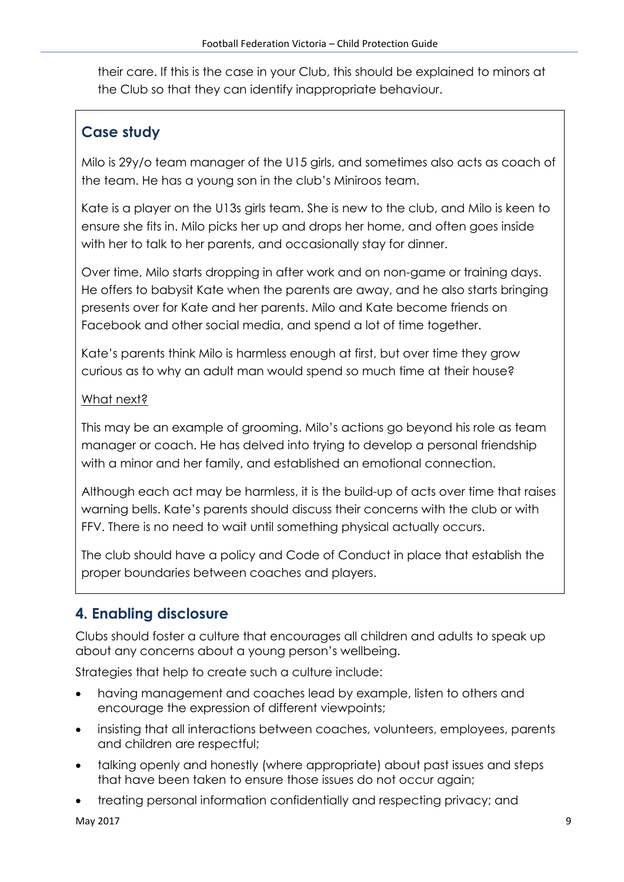their care. If this is the case in your Club, this should be explained to minors at the Club so that they can identify inappropriate behaviour.

### Case study

Milo is 29y/o team manager of the U15 girls, and sometimes also acts as coach of the team. He has a young son in the club's Miniroos team.

Kate is a player on the U13s girls team. She is new to the club, and Milo is keen to ensure she fits in. Milo picks her up and drops her home, and often goes inside with her to talk to her parents, and occasionally stay for dinner.

Over time, Milo starts dropping in after work and on non-game or training days. He offers to babysit Kate when the parents are away, and he also starts bringing presents over for Kate and her parents. Milo and Kate become friends on Facebook and other social media, and spend a lot of time together.

Kate's parents think Milo is harmless enough at first, but over time they grow curious as to why an adult man would spend so much time at their house?

<u>What next?</u>

This may be an example of grooming. Milo's actions go beyond his role as team manager or coach. He has delved into trying to develop a personal friendship with a minor and her family, and established an emotional connection.

Although each act may be harmless, it is the build-up of acts over time that raises warning bells. Kate's parents should discuss their concerns with the club or with FFV. There is no need to wait until something physical actually occurs.

The club should have a policy and Code of Conduct in place that establish the proper boundaries between coaches and players.

## 4. Enabling disclosure

Clubs should foster a culture that encourages all children and adults to speak up about any concerns about a young person's wellbeing.

Strategies that help to create such a culture include:

- having management and coaches lead by example, listen to others and encourage the expression of different viewpoints;
- insisting that all interactions between coaches, volunteers, employees, parents and children are respectful;
- talking openly and honestly (where appropriate) about past issues and steps that have been taken to ensure those issues do not occur again;
- treating personal information confidentially and respecting privacy; and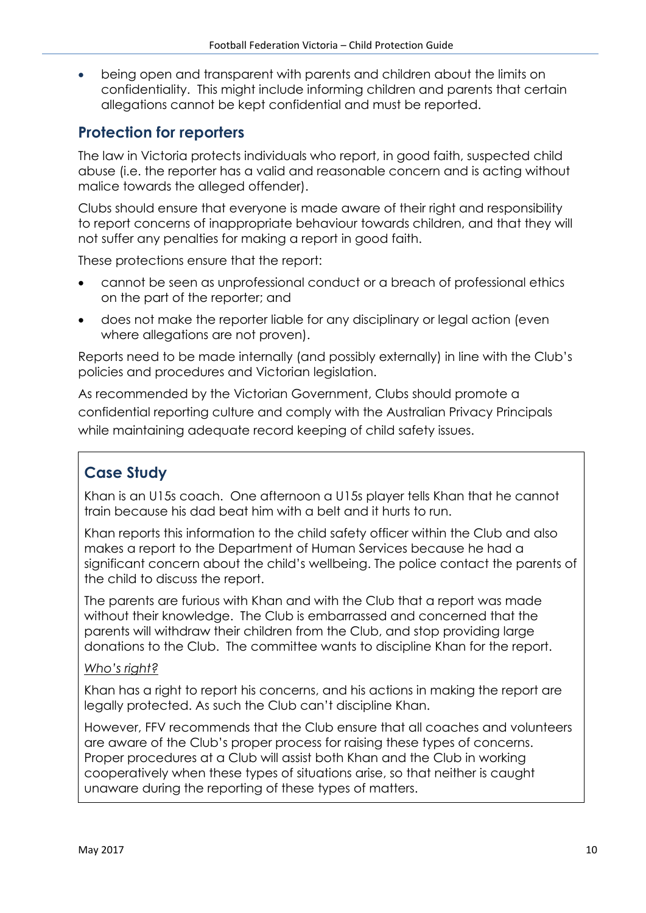- being open and transparent with parents and children about the limits on confidentiality. This might include informing children and parents that certain allegations cannot be kept confidential and must be reported.

## Protection for reporters

The law in Victoria protects individuals who report, in good faith, suspected child abuse (i.e. the reporter has a valid and reasonable concern and is acting without malice towards the alleged offender).

Clubs should ensure that everyone is made aware of their right and responsibility to report concerns of inappropriate behaviour towards children, and that they will not suffer any penalties for making a report in good faith.

These protections ensure that the report:

- cannot be seen as unprofessional conduct or a breach of professional ethics on the part of the reporter; and
- does not make the reporter liable for any disciplinary or legal action (even where allegations are not proven).

Reports need to be made internally (and possibly externally) in line with the Club's policies and procedures and Victorian legislation.

As recommended by the Victorian Government, Clubs should promote a confidential reporting culture and comply with the Australian Privacy Principals while maintaining adequate record keeping of child safety issues.

### Case Study

Khan is an U15s coach. One afternoon a U15s player tells Khan that he cannot train because his dad beat him with a belt and it hurts to run.

Khan reports this information to the child safety officer within the Club and also makes a report to the Department of Human Services because he had a significant concern about the child's wellbeing. The police contact the parents of the child to discuss the report.

The parents are furious with Khan and with the Club that a report was made without their knowledge. The Club is embarrassed and concerned that the parents will withdraw their children from the Club, and stop providing large donations to the Club. The committee wants to discipline Khan for the report.

*Who's right?*

Khan has a right to report his concerns, and his actions in making the report are legally protected. As such the Club can't discipline Khan.

However, FFV recommends that the Club ensure that all coaches and volunteers are aware of the Club's proper process for raising these types of concerns. Proper procedures at a Club will assist both Khan and the Club in working cooperatively when these types of situations arise, so that neither is caught unaware during the reporting of these types of matters.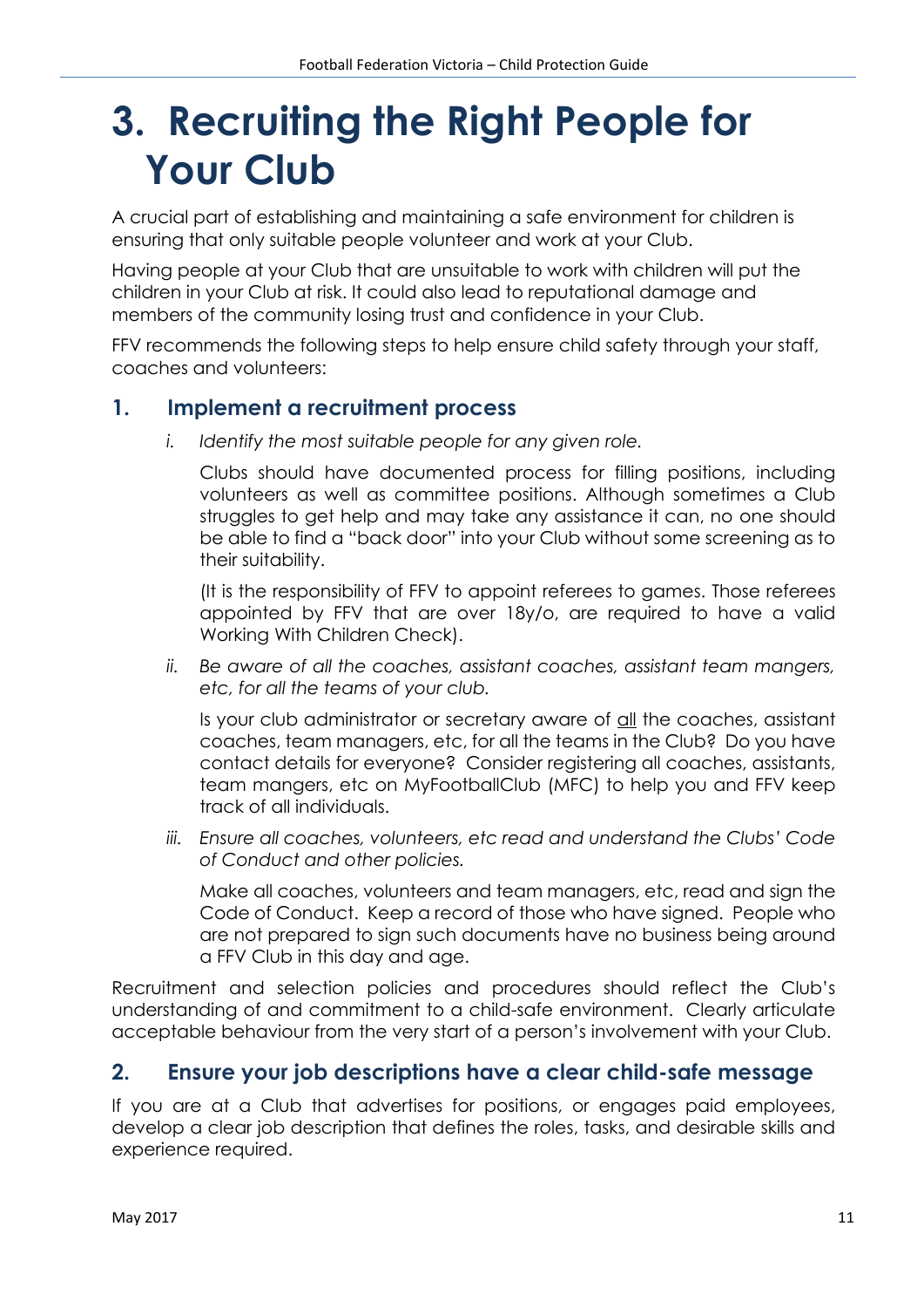# 3. Recruiting the Right People for Your Club

A crucial part of establishing and maintaining a safe environment for children is ensuring that only suitable people volunteer and work at your Club.

Having people at your Club that are unsuitable to work with children will put the children in your Club at risk. It could also lead to reputational damage and members of the community losing trust and confidence in your Club.

FFV recommends the following steps to help ensure child safety through your staff, coaches and volunteers:

## 1. Implement a recruitment process

i. *Identify the most suitable people for any given role.*

   Clubs should have documented process for filling positions, including volunteers as well as committee positions. Although sometimes a Club struggles to get help and may take any assistance it can, no one should be able to find a "back door" into your Club without some screening as to their suitability.

   (It is the responsibility of FFV to appoint referees to games. Those referees appointed by FFV that are over 18y/o, are required to have a valid Working With Children Check).

ii. *Be aware of all the coaches, assistant coaches, assistant team mangers, etc, for all the teams of your club.*

   Is your club administrator or secretary aware of <u>all</u> the coaches, assistant coaches, team managers, etc, for all the teams in the Club? Do you have contact details for everyone? Consider registering all coaches, assistants, team mangers, etc on MyFootballClub (MFC) to help you and FFV keep track of all individuals.

iii. *Ensure all coaches, volunteers, etc read and understand the Clubs' Code of Conduct and other policies.*

   Make all coaches, volunteers and team managers, etc, read and sign the Code of Conduct. Keep a record of those who have signed. People who are not prepared to sign such documents have no business being around a FFV Club in this day and age.

Recruitment and selection policies and procedures should reflect the Club's understanding of and commitment to a child-safe environment. Clearly articulate acceptable behaviour from the very start of a person's involvement with your Club.

## 2. Ensure your job descriptions have a clear child-safe message

If you are at a Club that advertises for positions, or engages paid employees, develop a clear job description that defines the roles, tasks, and desirable skills and experience required.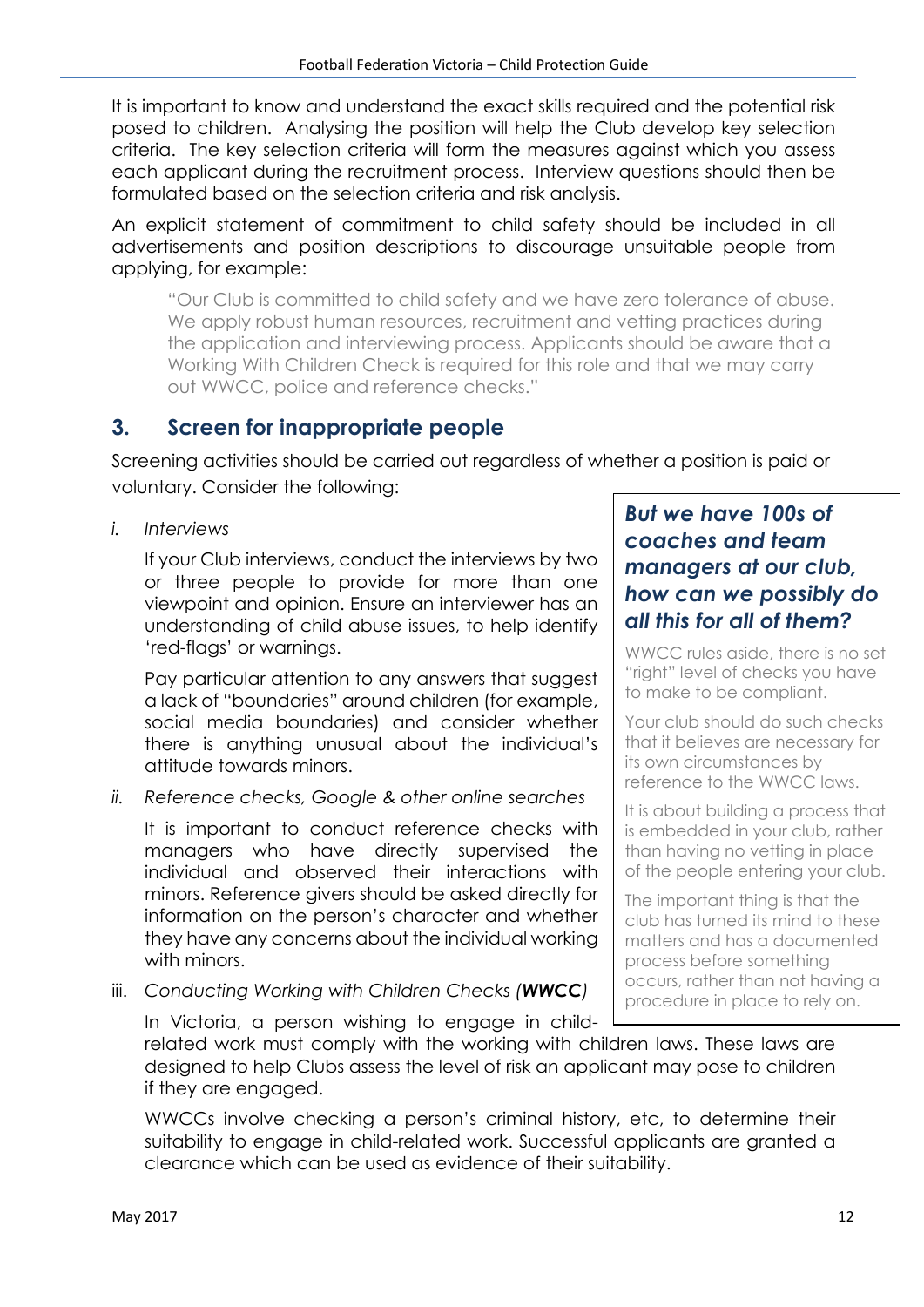It is important to know and understand the exact skills required and the potential risk posed to children. Analysing the position will help the Club develop key selection criteria. The key selection criteria will form the measures against which you assess each applicant during the recruitment process. Interview questions should then be formulated based on the selection criteria and risk analysis.

An explicit statement of commitment to child safety should be included in all advertisements and position descriptions to discourage unsuitable people from applying, for example:

> "Our Club is committed to child safety and we have zero tolerance of abuse. We apply robust human resources, recruitment and vetting practices during the application and interviewing process. Applicants should be aware that a Working With Children Check is required for this role and that we may carry out WWCC, police and reference checks."

## 3. Screen for inappropriate people

Screening activities should be carried out regardless of whether a position is paid or voluntary. Consider the following:

i. *Interviews*

   If your Club interviews, conduct the interviews by two or three people to provide for more than one viewpoint and opinion. Ensure an interviewer has an understanding of child abuse issues, to help identify 'red-flags' or warnings.

   Pay particular attention to any answers that suggest a lack of "boundaries" around children (for example, social media boundaries) and consider whether there is anything unusual about the individual's attitude towards minors.

ii. *Reference checks, Google & other online searches*

   It is important to conduct reference checks with managers who have directly supervised the individual and observed their interactions with minors. Reference givers should be asked directly for information on the person's character and whether they have any concerns about the individual working with minors.

iii. *Conducting Working with Children Checks (**WWCC**)*

   In Victoria, a person wishing to engage in child-related work must comply with the working with children laws. These laws are designed to help Clubs assess the level of risk an applicant may pose to children if they are engaged.

   WWCCs involve checking a person's criminal history, etc, to determine their suitability to engage in child-related work. Successful applicants are granted a clearance which can be used as evidence of their suitability.

> ***But we have 100s of coaches and team managers at our club, how can we possibly do all this for all of them?***
>
> WWCC rules aside, there is no set "right" level of checks you have to make to be compliant.
>
> Your club should do such checks that it believes are necessary for its own circumstances by reference to the WWCC laws.
>
> It is about building a process that is embedded in your club, rather than having no vetting in place of the people entering your club.
>
> The important thing is that the club has turned its mind to these matters and has a documented process before something occurs, rather than not having a procedure in place to rely on.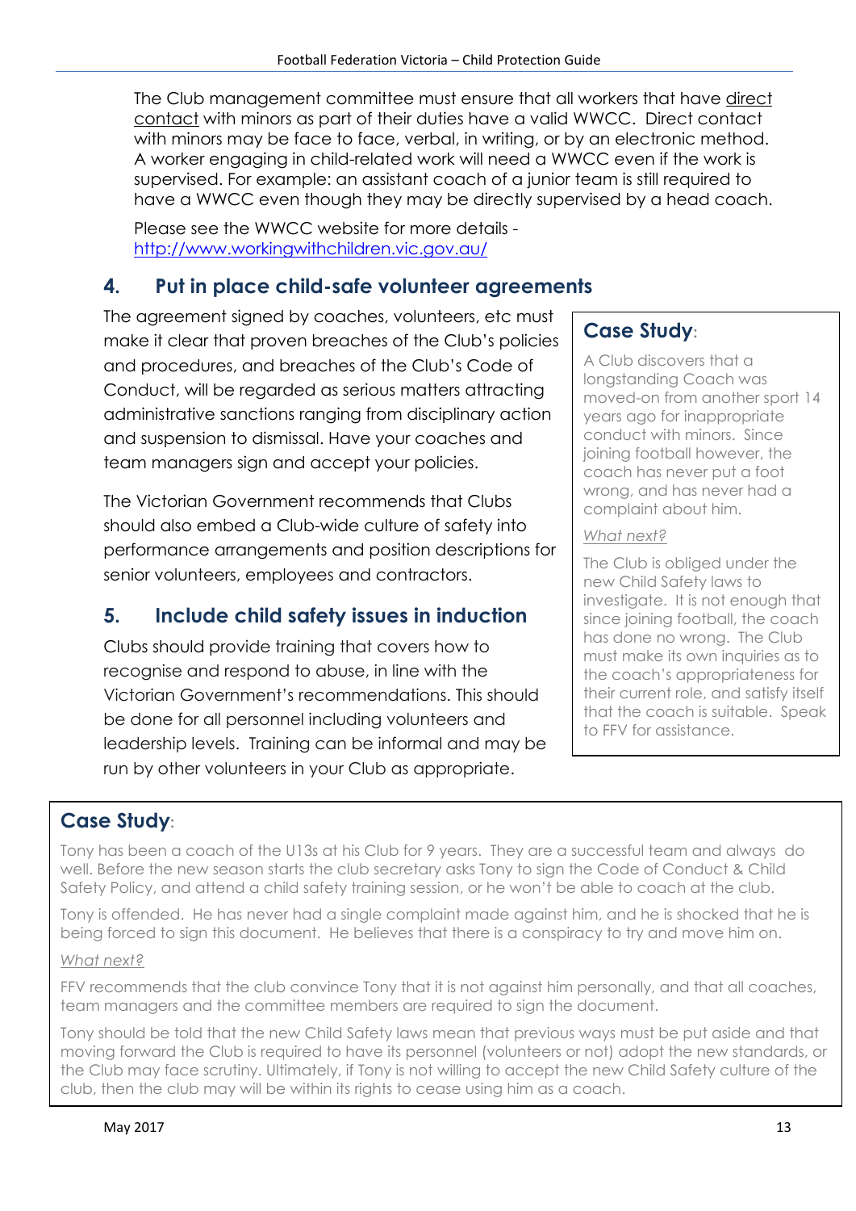The Club management committee must ensure that all workers that have direct contact with minors as part of their duties have a valid WWCC. Direct contact with minors may be face to face, verbal, in writing, or by an electronic method. A worker engaging in child-related work will need a WWCC even if the work is supervised. For example: an assistant coach of a junior team is still required to have a WWCC even though they may be directly supervised by a head coach.

Please see the WWCC website for more details - http://www.workingwithchildren.vic.gov.au/

## 4. Put in place child-safe volunteer agreements

The agreement signed by coaches, volunteers, etc must make it clear that proven breaches of the Club's policies and procedures, and breaches of the Club's Code of Conduct, will be regarded as serious matters attracting administrative sanctions ranging from disciplinary action and suspension to dismissal. Have your coaches and team managers sign and accept your policies.

The Victorian Government recommends that Clubs should also embed a Club-wide culture of safety into performance arrangements and position descriptions for senior volunteers, employees and contractors.

## 5. Include child safety issues in induction

Clubs should provide training that covers how to recognise and respond to abuse, in line with the Victorian Government's recommendations. This should be done for all personnel including volunteers and leadership levels. Training can be informal and may be run by other volunteers in your Club as appropriate.

### Case Study:

A Club discovers that a longstanding Coach was moved-on from another sport 14 years ago for inappropriate conduct with minors. Since joining football however, the coach has never put a foot wrong, and has never had a complaint about him.

*What next?*

The Club is obliged under the new Child Safety laws to investigate. It is not enough that since joining football, the coach has done no wrong. The Club must make its own inquiries as to the coach's appropriateness for their current role, and satisfy itself that the coach is suitable. Speak to FFV for assistance.

### Case Study:

Tony has been a coach of the U13s at his Club for 9 years. They are a successful team and always do well. Before the new season starts the club secretary asks Tony to sign the Code of Conduct & Child Safety Policy, and attend a child safety training session, or he won't be able to coach at the club.

Tony is offended. He has never had a single complaint made against him, and he is shocked that he is being forced to sign this document. He believes that there is a conspiracy to try and move him on.

*What next?*

FFV recommends that the club convince Tony that it is not against him personally, and that all coaches, team managers and the committee members are required to sign the document.

Tony should be told that the new Child Safety laws mean that previous ways must be put aside and that moving forward the Club is required to have its personnel (volunteers or not) adopt the new standards, or the Club may face scrutiny. Ultimately, if Tony is not willing to accept the new Child Safety culture of the club, then the club may will be within its rights to cease using him as a coach.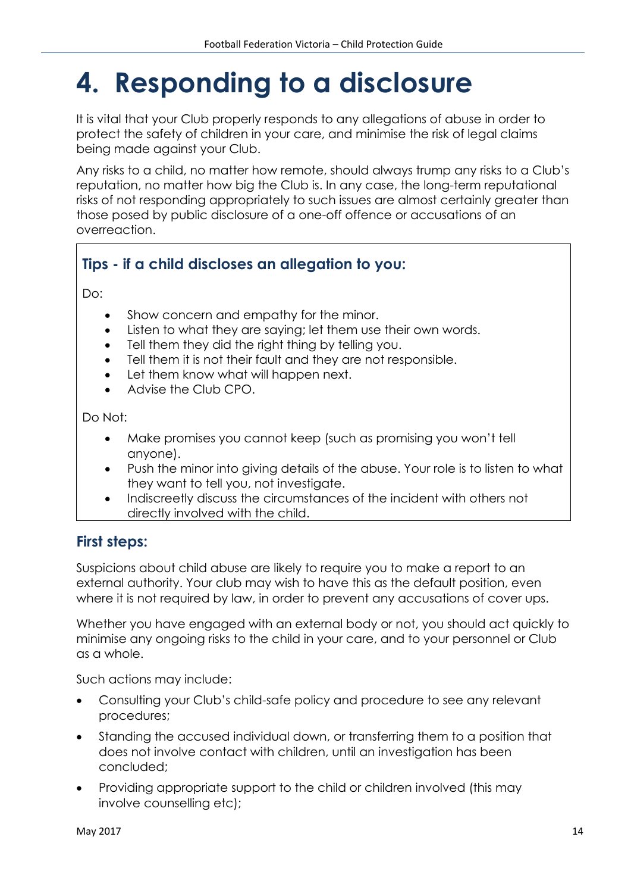# 4. Responding to a disclosure

It is vital that your Club properly responds to any allegations of abuse in order to protect the safety of children in your care, and minimise the risk of legal claims being made against your Club.

Any risks to a child, no matter how remote, should always trump any risks to a Club's reputation, no matter how big the Club is. In any case, the long-term reputational risks of not responding appropriately to such issues are almost certainly greater than those posed by public disclosure of a one-off offence or accusations of an overreaction.

### Tips - if a child discloses an allegation to you:

Do:

- Show concern and empathy for the minor.
- Listen to what they are saying; let them use their own words.
- Tell them they did the right thing by telling you.
- Tell them it is not their fault and they are not responsible.
- Let them know what will happen next.
- Advise the Club CPO.

Do Not:

- Make promises you cannot keep (such as promising you won't tell anyone).
- Push the minor into giving details of the abuse. Your role is to listen to what they want to tell you, not investigate.
- Indiscreetly discuss the circumstances of the incident with others not directly involved with the child.

## First steps:

Suspicions about child abuse are likely to require you to make a report to an external authority. Your club may wish to have this as the default position, even where it is not required by law, in order to prevent any accusations of cover ups.

Whether you have engaged with an external body or not, you should act quickly to minimise any ongoing risks to the child in your care, and to your personnel or Club as a whole.

Such actions may include:

- Consulting your Club's child-safe policy and procedure to see any relevant procedures;
- Standing the accused individual down, or transferring them to a position that does not involve contact with children, until an investigation has been concluded;
- Providing appropriate support to the child or children involved (this may involve counselling etc);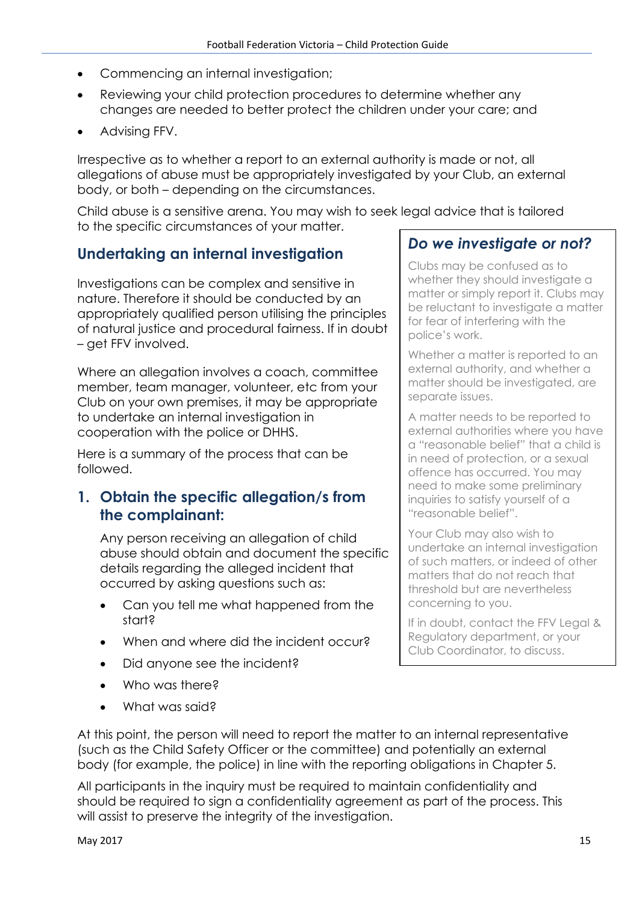- Commencing an internal investigation;
- Reviewing your child protection procedures to determine whether any changes are needed to better protect the children under your care; and
- Advising FFV.

Irrespective as to whether a report to an external authority is made or not, all allegations of abuse must be appropriately investigated by your Club, an external body, or both – depending on the circumstances.

Child abuse is a sensitive arena. You may wish to seek legal advice that is tailored to the specific circumstances of your matter.

## Undertaking an internal investigation

Investigations can be complex and sensitive in nature. Therefore it should be conducted by an appropriately qualified person utilising the principles of natural justice and procedural fairness. If in doubt – get FFV involved.

Where an allegation involves a coach, committee member, team manager, volunteer, etc from your Club on your own premises, it may be appropriate to undertake an internal investigation in cooperation with the police or DHHS.

Here is a summary of the process that can be followed.

### 1. Obtain the specific allegation/s from the complainant:

Any person receiving an allegation of child abuse should obtain and document the specific details regarding the alleged incident that occurred by asking questions such as:

- Can you tell me what happened from the start?
- When and where did the incident occur?
- Did anyone see the incident?
- Who was there?
- What was said?

At this point, the person will need to report the matter to an internal representative (such as the Child Safety Officer or the committee) and potentially an external body (for example, the police) in line with the reporting obligations in Chapter 5.

All participants in the inquiry must be required to maintain confidentiality and should be required to sign a confidentiality agreement as part of the process. This will assist to preserve the integrity of the investigation.

> ### *Do we investigate or not?*
>
> Clubs may be confused as to whether they should investigate a matter or simply report it. Clubs may be reluctant to investigate a matter for fear of interfering with the police's work.
>
> Whether a matter is reported to an external authority, and whether a matter should be investigated, are separate issues.
>
> A matter needs to be reported to external authorities where you have a "reasonable belief" that a child is in need of protection, or a sexual offence has occurred. You may need to make some preliminary inquiries to satisfy yourself of a "reasonable belief".
>
> Your Club may also wish to undertake an internal investigation of such matters, or indeed of other matters that do not reach that threshold but are nevertheless concerning to you.
>
> If in doubt, contact the FFV Legal & Regulatory department, or your Club Coordinator, to discuss.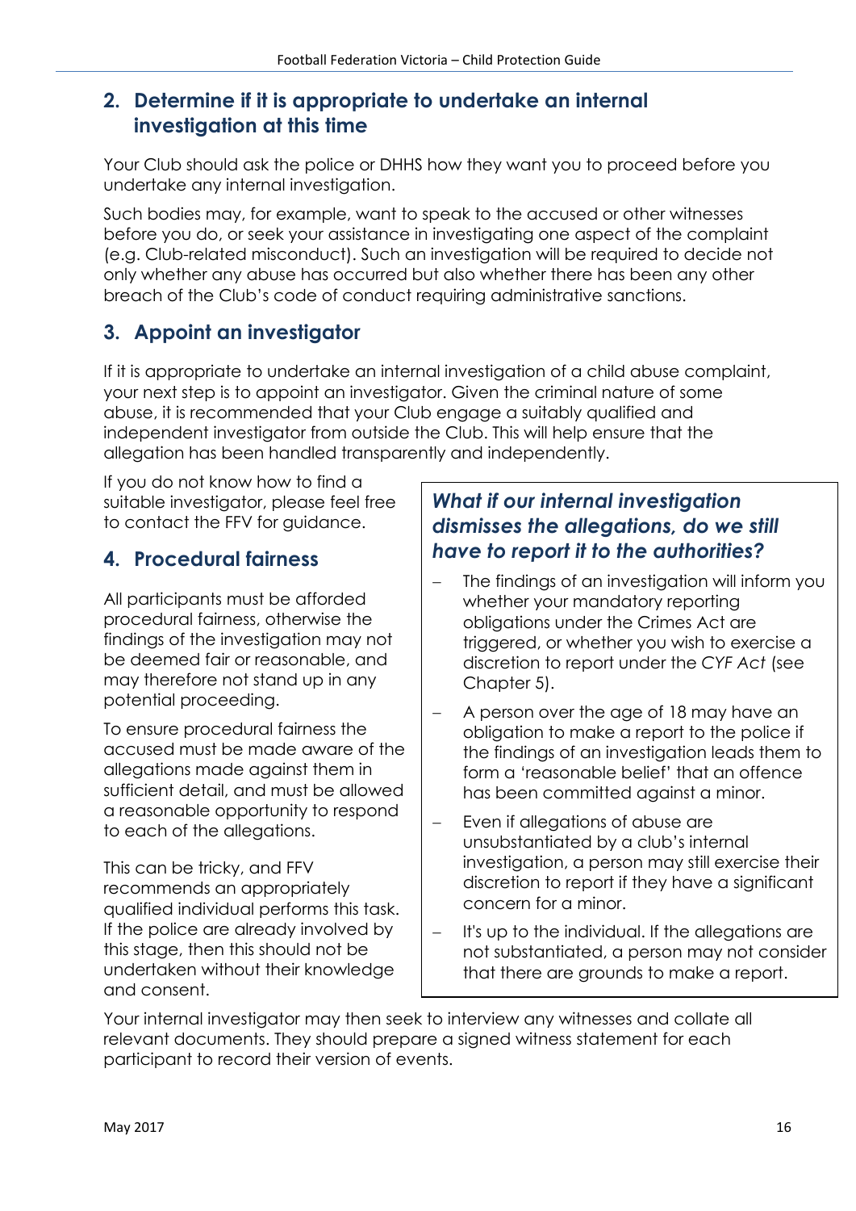## 2. Determine if it is appropriate to undertake an internal investigation at this time

Your Club should ask the police or DHHS how they want you to proceed before you undertake any internal investigation.

Such bodies may, for example, want to speak to the accused or other witnesses before you do, or seek your assistance in investigating one aspect of the complaint (e.g. Club-related misconduct). Such an investigation will be required to decide not only whether any abuse has occurred but also whether there has been any other breach of the Club's code of conduct requiring administrative sanctions.

## 3. Appoint an investigator

If it is appropriate to undertake an internal investigation of a child abuse complaint, your next step is to appoint an investigator. Given the criminal nature of some abuse, it is recommended that your Club engage a suitably qualified and independent investigator from outside the Club. This will help ensure that the allegation has been handled transparently and independently.

If you do not know how to find a suitable investigator, please feel free to contact the FFV for guidance.

## 4. Procedural fairness

All participants must be afforded procedural fairness, otherwise the findings of the investigation may not be deemed fair or reasonable, and may therefore not stand up in any potential proceeding.

To ensure procedural fairness the accused must be made aware of the allegations made against them in sufficient detail, and must be allowed a reasonable opportunity to respond to each of the allegations.

This can be tricky, and FFV recommends an appropriately qualified individual performs this task. If the police are already involved by this stage, then this should not be undertaken without their knowledge and consent.

### *What if our internal investigation dismisses the allegations, do we still have to report it to the authorities?*

- The findings of an investigation will inform you whether your mandatory reporting obligations under the Crimes Act are triggered, or whether you wish to exercise a discretion to report under the *CYF Act* (see Chapter 5).
- A person over the age of 18 may have an obligation to make a report to the police if the findings of an investigation leads them to form a 'reasonable belief' that an offence has been committed against a minor.
- Even if allegations of abuse are unsubstantiated by a club's internal investigation, a person may still exercise their discretion to report if they have a significant concern for a minor.
- It's up to the individual. If the allegations are not substantiated, a person may not consider that there are grounds to make a report.

Your internal investigator may then seek to interview any witnesses and collate all relevant documents. They should prepare a signed witness statement for each participant to record their version of events.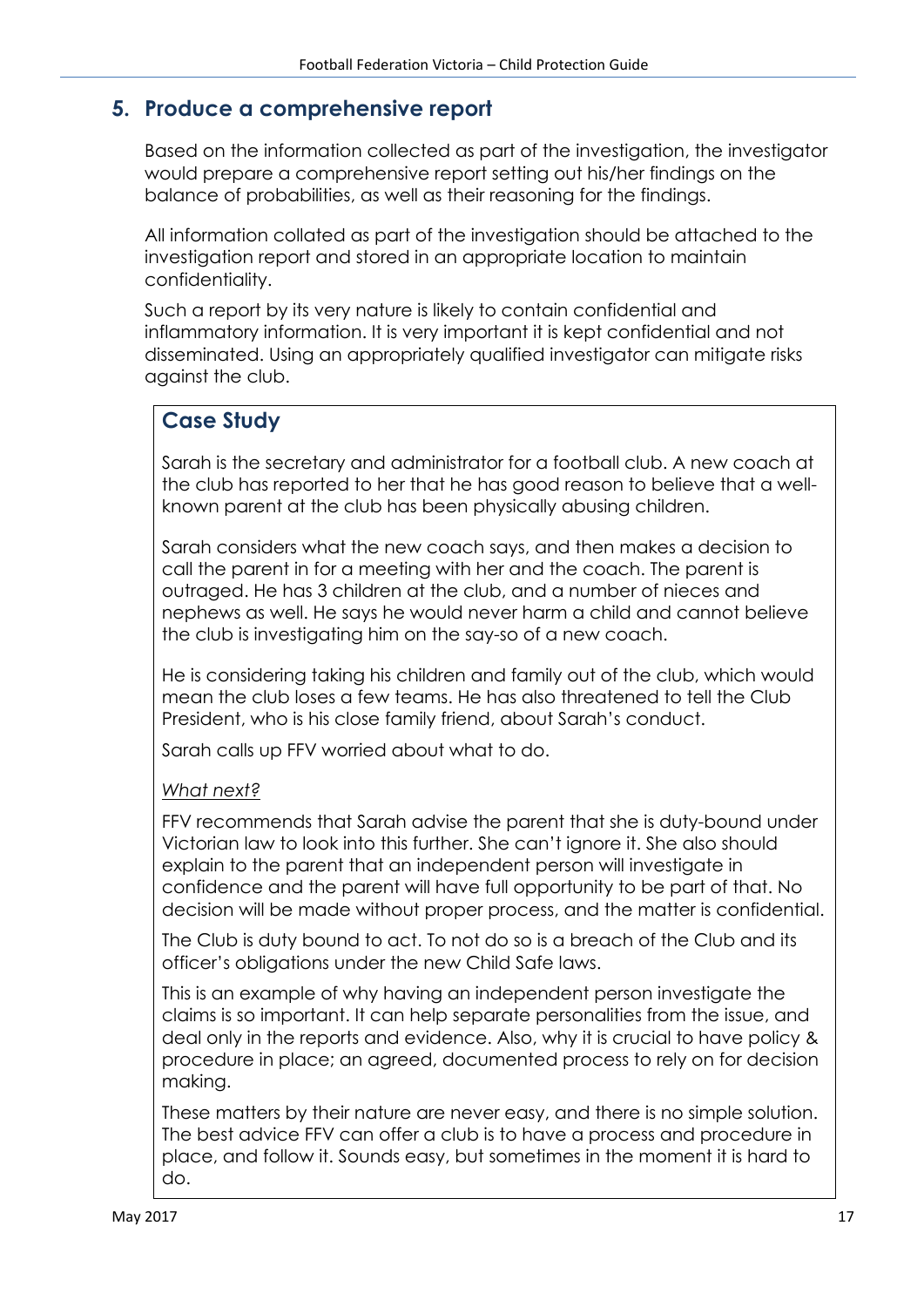## 5. Produce a comprehensive report

Based on the information collected as part of the investigation, the investigator would prepare a comprehensive report setting out his/her findings on the balance of probabilities, as well as their reasoning for the findings.

All information collated as part of the investigation should be attached to the investigation report and stored in an appropriate location to maintain confidentiality.

Such a report by its very nature is likely to contain confidential and inflammatory information. It is very important it is kept confidential and not disseminated. Using an appropriately qualified investigator can mitigate risks against the club.

### Case Study

Sarah is the secretary and administrator for a football club. A new coach at the club has reported to her that he has good reason to believe that a well-known parent at the club has been physically abusing children.

Sarah considers what the new coach says, and then makes a decision to call the parent in for a meeting with her and the coach. The parent is outraged. He has 3 children at the club, and a number of nieces and nephews as well. He says he would never harm a child and cannot believe the club is investigating him on the say-so of a new coach.

He is considering taking his children and family out of the club, which would mean the club loses a few teams. He has also threatened to tell the Club President, who is his close family friend, about Sarah's conduct.

Sarah calls up FFV worried about what to do.

*What next?*

FFV recommends that Sarah advise the parent that she is duty-bound under Victorian law to look into this further. She can't ignore it. She also should explain to the parent that an independent person will investigate in confidence and the parent will have full opportunity to be part of that. No decision will be made without proper process, and the matter is confidential.

The Club is duty bound to act. To not do so is a breach of the Club and its officer's obligations under the new Child Safe laws.

This is an example of why having an independent person investigate the claims is so important. It can help separate personalities from the issue, and deal only in the reports and evidence. Also, why it is crucial to have policy & procedure in place; an agreed, documented process to rely on for decision making.

These matters by their nature are never easy, and there is no simple solution. The best advice FFV can offer a club is to have a process and procedure in place, and follow it. Sounds easy, but sometimes in the moment it is hard to do.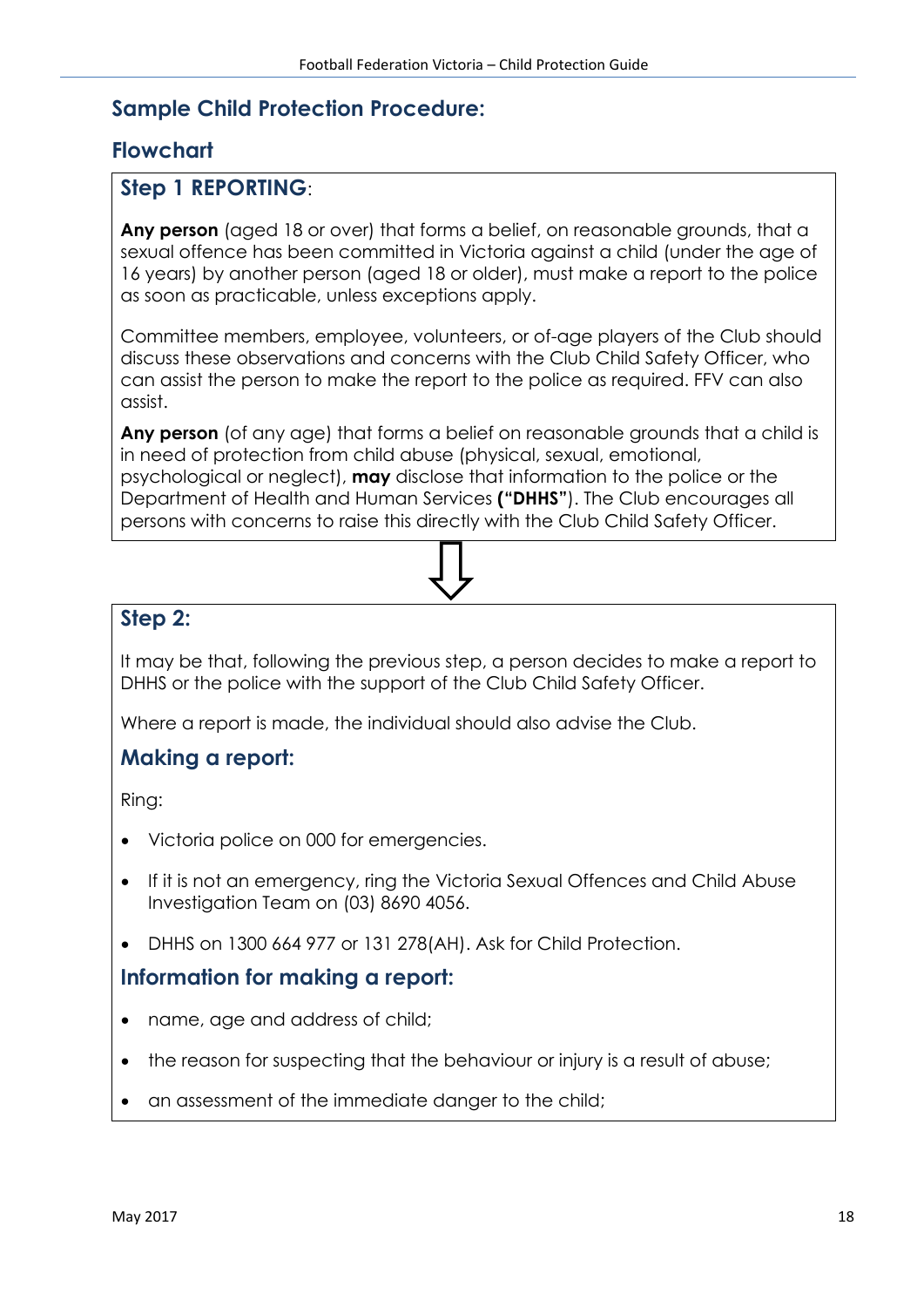## Sample Child Protection Procedure:

### Flowchart

### Step 1 REPORTING:

**Any person** (aged 18 or over) that forms a belief, on reasonable grounds, that a sexual offence has been committed in Victoria against a child (under the age of 16 years) by another person (aged 18 or older), must make a report to the police as soon as practicable, unless exceptions apply.

Committee members, employee, volunteers, or of-age players of the Club should discuss these observations and concerns with the Club Child Safety Officer, who can assist the person to make the report to the police as required. FFV can also assist.

**Any person** (of any age) that forms a belief on reasonable grounds that a child is in need of protection from child abuse (physical, sexual, emotional, psychological or neglect), **may** disclose that information to the police or the Department of Health and Human Services **("DHHS")**. The Club encourages all persons with concerns to raise this directly with the Club Child Safety Officer.

⇩

### Step 2:

It may be that, following the previous step, a person decides to make a report to DHHS or the police with the support of the Club Child Safety Officer.

Where a report is made, the individual should also advise the Club.

### Making a report:

Ring:

- Victoria police on 000 for emergencies.
- If it is not an emergency, ring the Victoria Sexual Offences and Child Abuse Investigation Team on (03) 8690 4056.
- DHHS on 1300 664 977 or 131 278(AH). Ask for Child Protection.

### Information for making a report:

- name, age and address of child;
- the reason for suspecting that the behaviour or injury is a result of abuse;
- an assessment of the immediate danger to the child;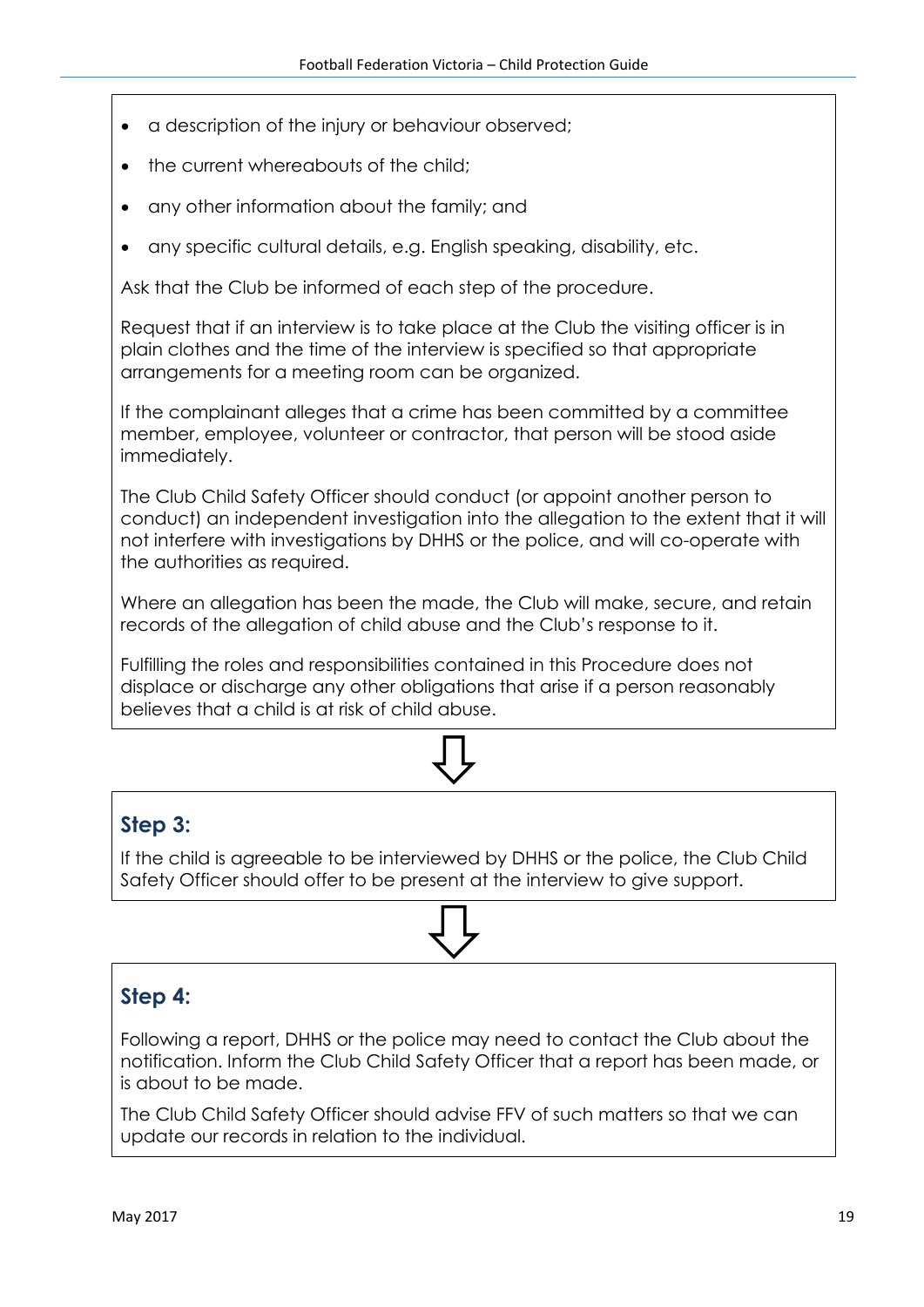- a description of the injury or behaviour observed;
- the current whereabouts of the child;
- any other information about the family; and
- any specific cultural details, e.g. English speaking, disability, etc.

Ask that the Club be informed of each step of the procedure.

Request that if an interview is to take place at the Club the visiting officer is in plain clothes and the time of the interview is specified so that appropriate arrangements for a meeting room can be organized.

If the complainant alleges that a crime has been committed by a committee member, employee, volunteer or contractor, that person will be stood aside immediately.

The Club Child Safety Officer should conduct (or appoint another person to conduct) an independent investigation into the allegation to the extent that it will not interfere with investigations by DHHS or the police, and will co-operate with the authorities as required.

Where an allegation has been the made, the Club will make, secure, and retain records of the allegation of child abuse and the Club's response to it.

Fulfilling the roles and responsibilities contained in this Procedure does not displace or discharge any other obligations that arise if a person reasonably believes that a child is at risk of child abuse.

⇩

### Step 3:

If the child is agreeable to be interviewed by DHHS or the police, the Club Child Safety Officer should offer to be present at the interview to give support.

⇩

### Step 4:

Following a report, DHHS or the police may need to contact the Club about the notification. Inform the Club Child Safety Officer that a report has been made, or is about to be made.

The Club Child Safety Officer should advise FFV of such matters so that we can update our records in relation to the individual.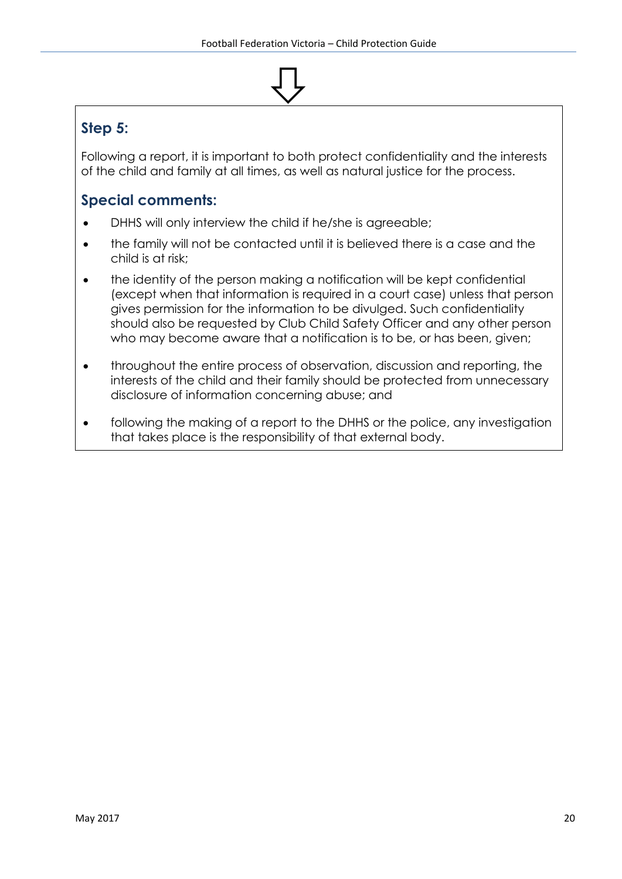## Step 5:

Following a report, it is important to both protect confidentiality and the interests of the child and family at all times, as well as natural justice for the process.

## Special comments:

- DHHS will only interview the child if he/she is agreeable;
- the family will not be contacted until it is believed there is a case and the child is at risk;
- the identity of the person making a notification will be kept confidential (except when that information is required in a court case) unless that person gives permission for the information to be divulged. Such confidentiality should also be requested by Club Child Safety Officer and any other person who may become aware that a notification is to be, or has been, given;
- throughout the entire process of observation, discussion and reporting, the interests of the child and their family should be protected from unnecessary disclosure of information concerning abuse; and
- following the making of a report to the DHHS or the police, any investigation that takes place is the responsibility of that external body.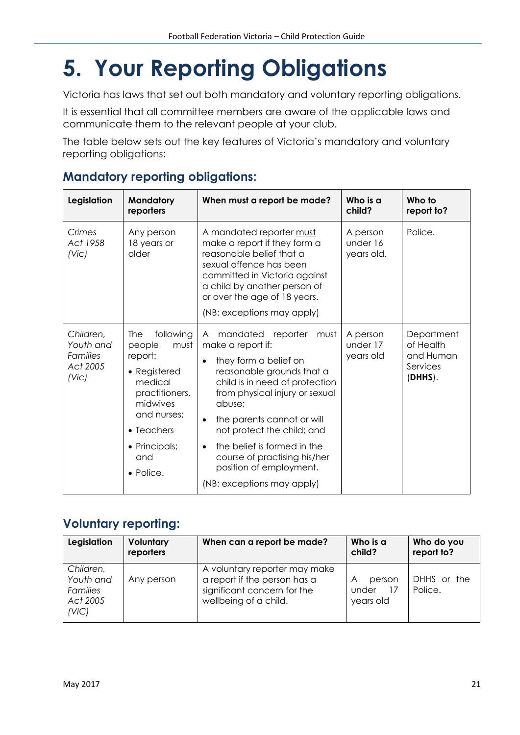# 5. Your Reporting Obligations

Victoria has laws that set out both mandatory and voluntary reporting obligations.

It is essential that all committee members are aware of the applicable laws and communicate them to the relevant people at your club.

The table below sets out the key features of Victoria's mandatory and voluntary reporting obligations:

## Mandatory reporting obligations:

| Legislation | Mandatory reporters | When must a report be made? | Who is a child? | Who to report to? |
|---|---|---|---|---|
| *Crimes Act 1958 (Vic)* | Any person 18 years or older | A mandated reporter must make a report if they form a reasonable belief that a sexual offence has been committed in Victoria against a child by another person of or over the age of 18 years.<br><br>(NB: exceptions may apply) | A person under 16 years old. | Police. |
| *Children, Youth and Families Act 2005 (Vic)* | The following people must report:<br>• Registered medical practitioners, midwives and nurses;<br>• Teachers<br>• Principals; and<br>• Police. | A mandated reporter must make a report if:<br>• they form a belief on reasonable grounds that a child is in need of protection from physical injury or sexual abuse;<br>• the parents cannot or will not protect the child; and<br>• the belief is formed in the course of practising his/her position of employment.<br><br>(NB: exceptions may apply) | A person under 17 years old | Department of Health and Human Services (**DHHS**). |

## Voluntary reporting:

| Legislation | Voluntary reporters | When can a report be made? | Who is a child? | Who do you report to? |
|---|---|---|---|---|
| *Children, Youth and Families Act 2005 (VIC)* | Any person | A voluntary reporter may make a report if the person has a significant concern for the wellbeing of a child. | A person under 17 years old | DHHS or the Police. |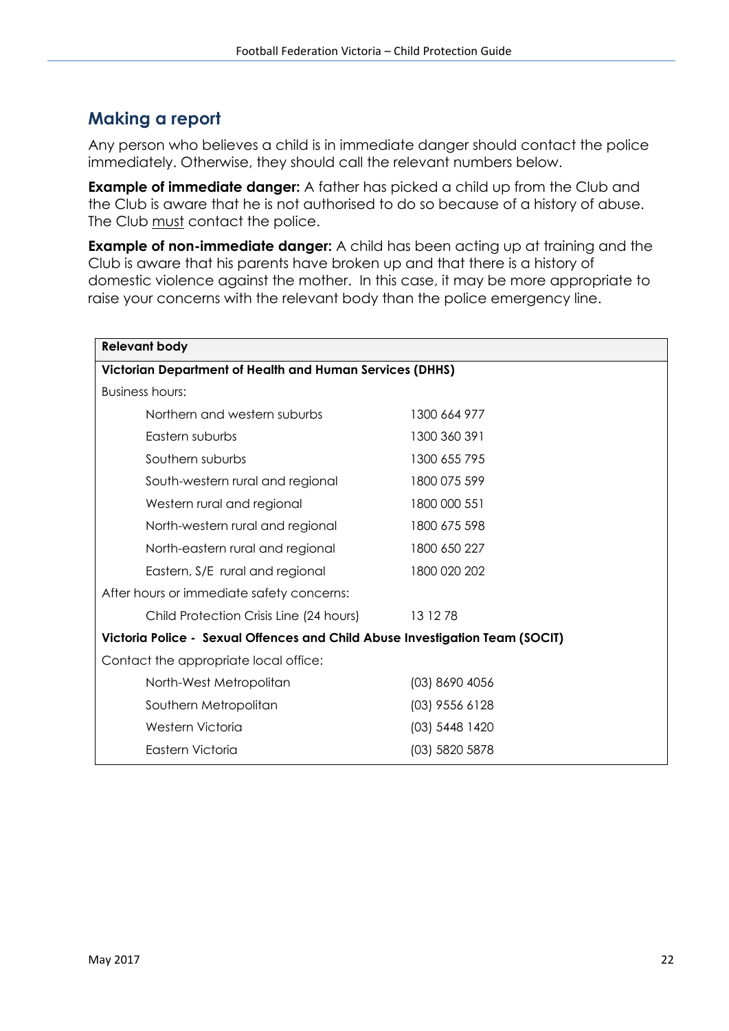## Making a report

Any person who believes a child is in immediate danger should contact the police immediately. Otherwise, they should call the relevant numbers below.

**Example of immediate danger:** A father has picked a child up from the Club and the Club is aware that he is not authorised to do so because of a history of abuse. The Club <u>must</u> contact the police.

**Example of non-immediate danger:** A child has been acting up at training and the Club is aware that his parents have broken up and that there is a history of domestic violence against the mother. In this case, it may be more appropriate to raise your concerns with the relevant body than the police emergency line.

| **Relevant body** | |
|---|---|
| **Victorian Department of Health and Human Services (DHHS)** | |
| Business hours: | |
| Northern and western suburbs | 1300 664 977 |
| Eastern suburbs | 1300 360 391 |
| Southern suburbs | 1300 655 795 |
| South-western rural and regional | 1800 075 599 |
| Western rural and regional | 1800 000 551 |
| North-western rural and regional | 1800 675 598 |
| North-eastern rural and regional | 1800 650 227 |
| Eastern, S/E rural and regional | 1800 020 202 |
| After hours or immediate safety concerns: | |
| Child Protection Crisis Line (24 hours) | 13 12 78 |
| **Victoria Police - Sexual Offences and Child Abuse Investigation Team (SOCIT)** | |
| Contact the appropriate local office: | |
| North-West Metropolitan | (03) 8690 4056 |
| Southern Metropolitan | (03) 9556 6128 |
| Western Victoria | (03) 5448 1420 |
| Eastern Victoria | (03) 5820 5878 |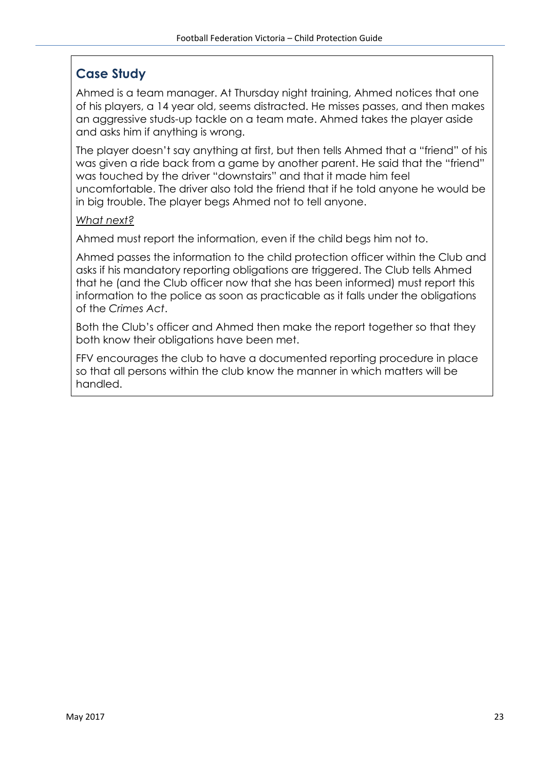## Case Study

Ahmed is a team manager. At Thursday night training, Ahmed notices that one of his players, a 14 year old, seems distracted. He misses passes, and then makes an aggressive studs-up tackle on a team mate. Ahmed takes the player aside and asks him if anything is wrong.

The player doesn't say anything at first, but then tells Ahmed that a "friend" of his was given a ride back from a game by another parent. He said that the "friend" was touched by the driver "downstairs" and that it made him feel uncomfortable. The driver also told the friend that if he told anyone he would be in big trouble. The player begs Ahmed not to tell anyone.

*What next?*

Ahmed must report the information, even if the child begs him not to.

Ahmed passes the information to the child protection officer within the Club and asks if his mandatory reporting obligations are triggered. The Club tells Ahmed that he (and the Club officer now that she has been informed) must report this information to the police as soon as practicable as it falls under the obligations of the *Crimes Act*.

Both the Club's officer and Ahmed then make the report together so that they both know their obligations have been met.

FFV encourages the club to have a documented reporting procedure in place so that all persons within the club know the manner in which matters will be handled.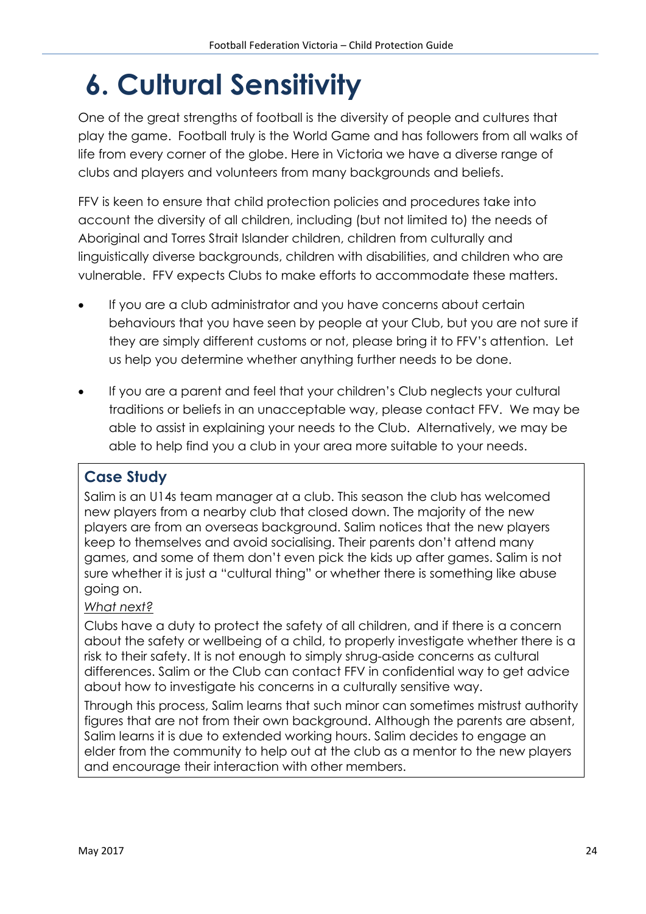# 6. Cultural Sensitivity

One of the great strengths of football is the diversity of people and cultures that play the game. Football truly is the World Game and has followers from all walks of life from every corner of the globe. Here in Victoria we have a diverse range of clubs and players and volunteers from many backgrounds and beliefs.

FFV is keen to ensure that child protection policies and procedures take into account the diversity of all children, including (but not limited to) the needs of Aboriginal and Torres Strait Islander children, children from culturally and linguistically diverse backgrounds, children with disabilities, and children who are vulnerable. FFV expects Clubs to make efforts to accommodate these matters.

- If you are a club administrator and you have concerns about certain behaviours that you have seen by people at your Club, but you are not sure if they are simply different customs or not, please bring it to FFV's attention. Let us help you determine whether anything further needs to be done.
- If you are a parent and feel that your children's Club neglects your cultural traditions or beliefs in an unacceptable way, please contact FFV. We may be able to assist in explaining your needs to the Club. Alternatively, we may be able to help find you a club in your area more suitable to your needs.

### Case Study

Salim is an U14s team manager at a club. This season the club has welcomed new players from a nearby club that closed down. The majority of the new players are from an overseas background. Salim notices that the new players keep to themselves and avoid socialising. Their parents don't attend many games, and some of them don't even pick the kids up after games. Salim is not sure whether it is just a "cultural thing" or whether there is something like abuse going on.

*What next?*

Clubs have a duty to protect the safety of all children, and if there is a concern about the safety or wellbeing of a child, to properly investigate whether there is a risk to their safety. It is not enough to simply shrug-aside concerns as cultural differences. Salim or the Club can contact FFV in confidential way to get advice about how to investigate his concerns in a culturally sensitive way.

Through this process, Salim learns that such minor can sometimes mistrust authority figures that are not from their own background. Although the parents are absent, Salim learns it is due to extended working hours. Salim decides to engage an elder from the community to help out at the club as a mentor to the new players and encourage their interaction with other members.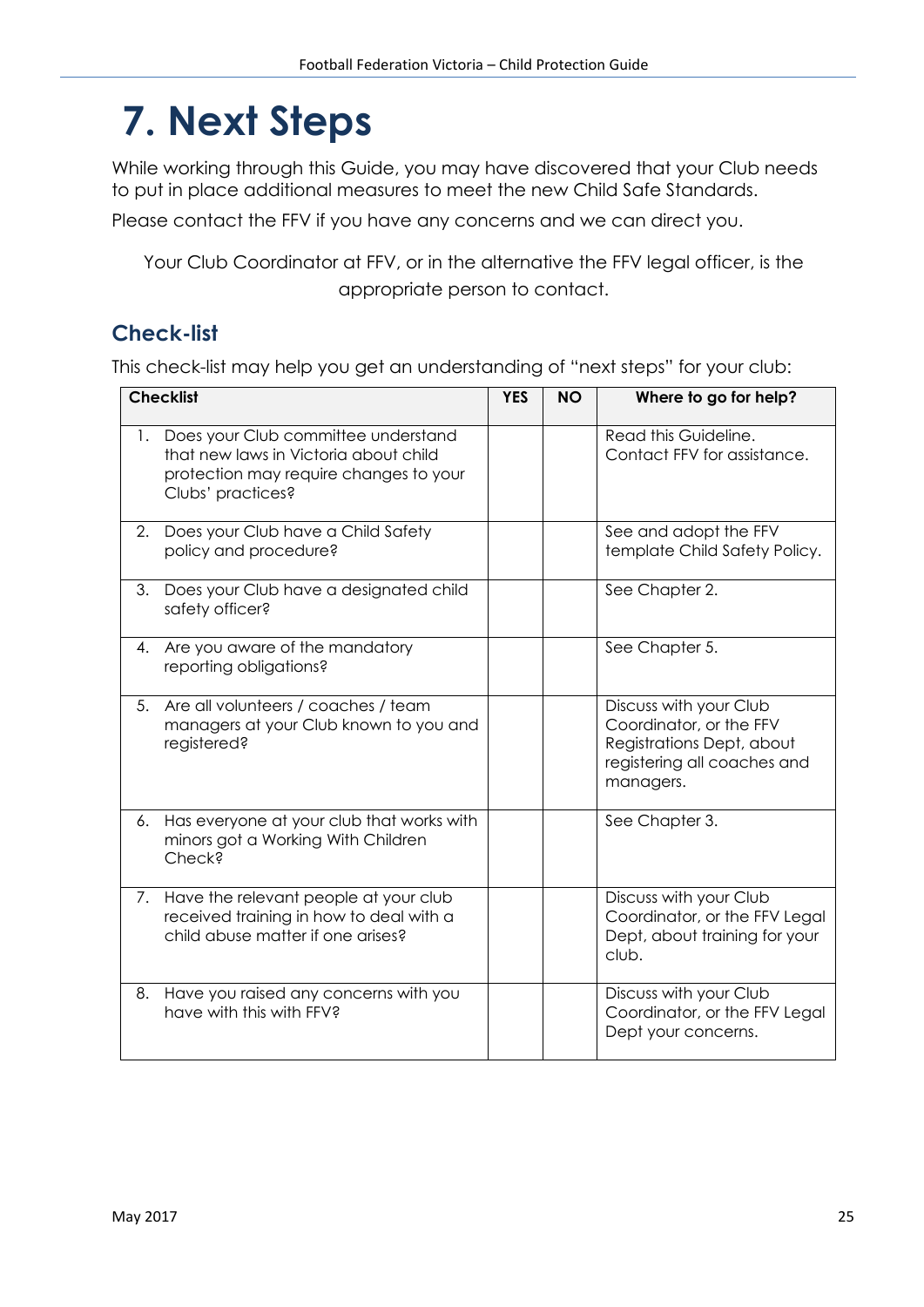# 7. Next Steps

While working through this Guide, you may have discovered that your Club needs to put in place additional measures to meet the new Child Safe Standards.

Please contact the FFV if you have any concerns and we can direct you.

Your Club Coordinator at FFV, or in the alternative the FFV legal officer, is the appropriate person to contact.

## Check-list

This check-list may help you get an understanding of "next steps" for your club:

| Checklist | YES | NO | Where to go for help? |
|---|---|---|---|
| 1. Does your Club committee understand that new laws in Victoria about child protection may require changes to your Clubs' practices? | | | Read this Guideline. Contact FFV for assistance. |
| 2. Does your Club have a Child Safety policy and procedure? | | | See and adopt the FFV template Child Safety Policy. |
| 3. Does your Club have a designated child safety officer? | | | See Chapter 2. |
| 4. Are you aware of the mandatory reporting obligations? | | | See Chapter 5. |
| 5. Are all volunteers / coaches / team managers at your Club known to you and registered? | | | Discuss with your Club Coordinator, or the FFV Registrations Dept, about registering all coaches and managers. |
| 6. Has everyone at your club that works with minors got a Working With Children Check? | | | See Chapter 3. |
| 7. Have the relevant people at your club received training in how to deal with a child abuse matter if one arises? | | | Discuss with your Club Coordinator, or the FFV Legal Dept, about training for your club. |
| 8. Have you raised any concerns with you have with this with FFV? | | | Discuss with your Club Coordinator, or the FFV Legal Dept your concerns. |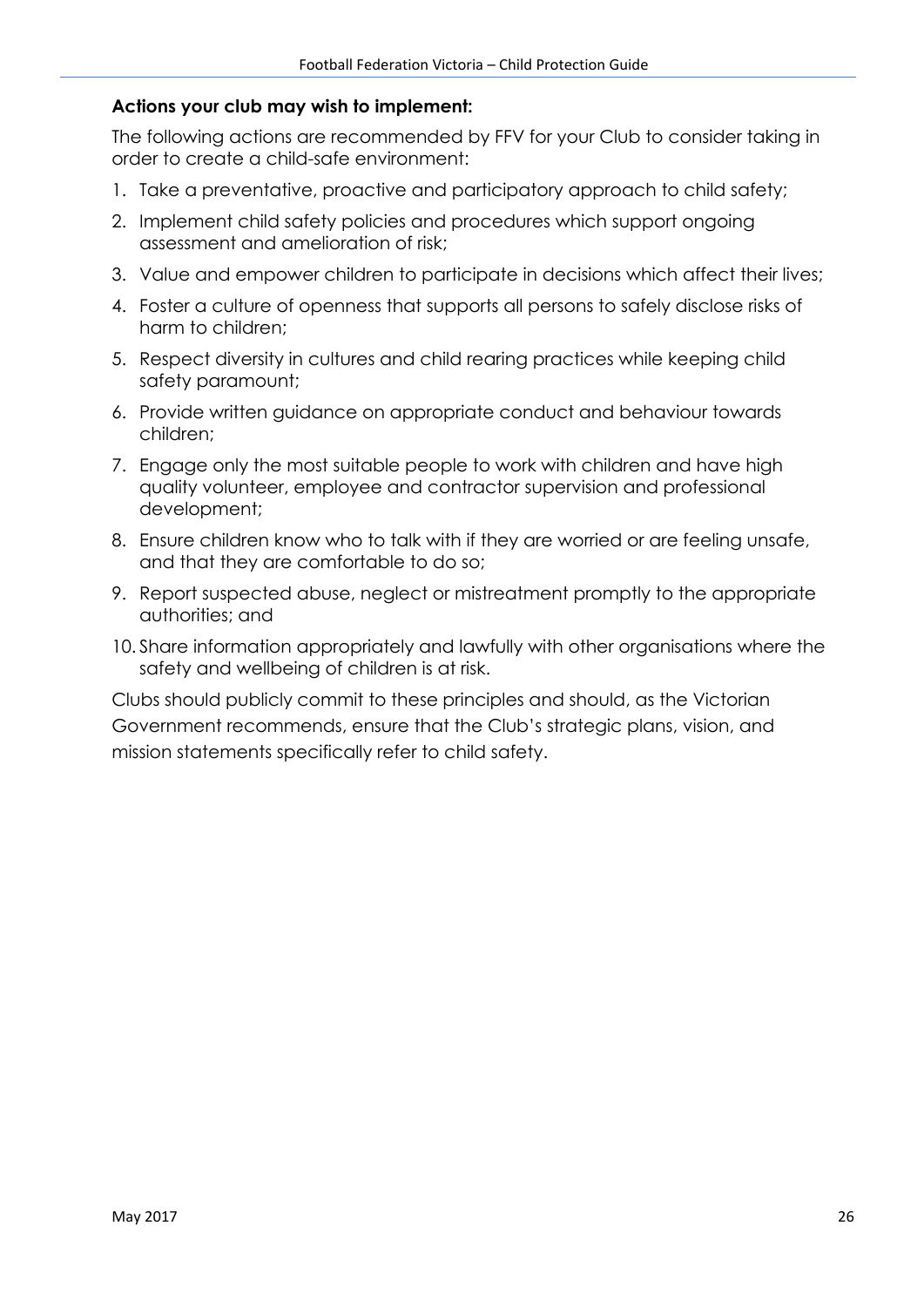**Actions your club may wish to implement:**

The following actions are recommended by FFV for your Club to consider taking in order to create a child-safe environment:

1. Take a preventative, proactive and participatory approach to child safety;
2. Implement child safety policies and procedures which support ongoing assessment and amelioration of risk;
3. Value and empower children to participate in decisions which affect their lives;
4. Foster a culture of openness that supports all persons to safely disclose risks of harm to children;
5. Respect diversity in cultures and child rearing practices while keeping child safety paramount;
6. Provide written guidance on appropriate conduct and behaviour towards children;
7. Engage only the most suitable people to work with children and have high quality volunteer, employee and contractor supervision and professional development;
8. Ensure children know who to talk with if they are worried or are feeling unsafe, and that they are comfortable to do so;
9. Report suspected abuse, neglect or mistreatment promptly to the appropriate authorities; and
10. Share information appropriately and lawfully with other organisations where the safety and wellbeing of children is at risk.

Clubs should publicly commit to these principles and should, as the Victorian Government recommends, ensure that the Club's strategic plans, vision, and mission statements specifically refer to child safety.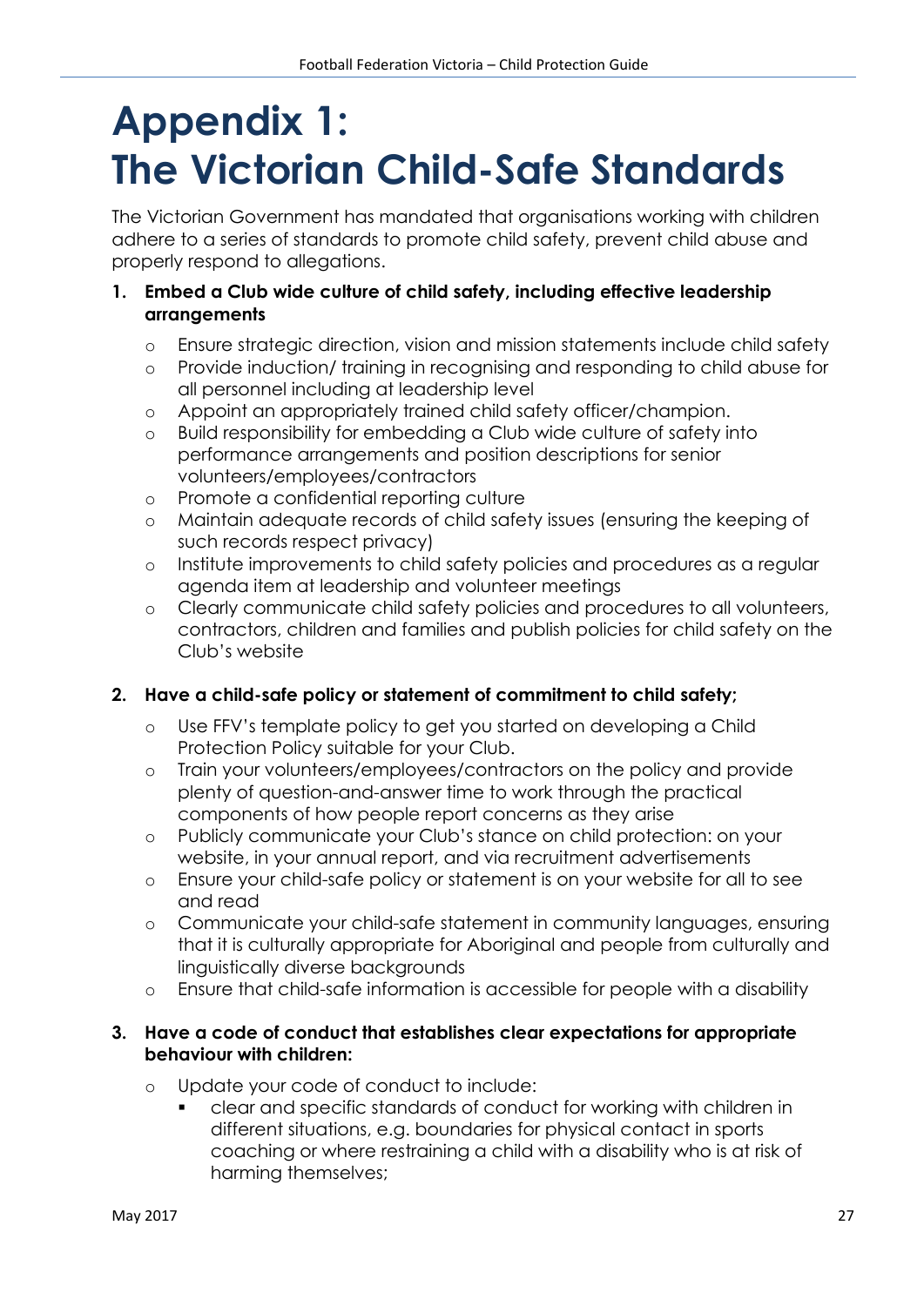# Appendix 1: The Victorian Child-Safe Standards

The Victorian Government has mandated that organisations working with children adhere to a series of standards to promote child safety, prevent child abuse and properly respond to allegations.

1. **Embed a Club wide culture of child safety, including effective leadership arrangements**
   - Ensure strategic direction, vision and mission statements include child safety
   - Provide induction/ training in recognising and responding to child abuse for all personnel including at leadership level
   - Appoint an appropriately trained child safety officer/champion.
   - Build responsibility for embedding a Club wide culture of safety into performance arrangements and position descriptions for senior volunteers/employees/contractors
   - Promote a confidential reporting culture
   - Maintain adequate records of child safety issues (ensuring the keeping of such records respect privacy)
   - Institute improvements to child safety policies and procedures as a regular agenda item at leadership and volunteer meetings
   - Clearly communicate child safety policies and procedures to all volunteers, contractors, children and families and publish policies for child safety on the Club's website

2. **Have a child-safe policy or statement of commitment to child safety;**
   - Use FFV's template policy to get you started on developing a Child Protection Policy suitable for your Club.
   - Train your volunteers/employees/contractors on the policy and provide plenty of question-and-answer time to work through the practical components of how people report concerns as they arise
   - Publicly communicate your Club's stance on child protection: on your website, in your annual report, and via recruitment advertisements
   - Ensure your child-safe policy or statement is on your website for all to see and read
   - Communicate your child-safe statement in community languages, ensuring that it is culturally appropriate for Aboriginal and people from culturally and linguistically diverse backgrounds
   - Ensure that child-safe information is accessible for people with a disability

3. **Have a code of conduct that establishes clear expectations for appropriate behaviour with children:**
   - Update your code of conduct to include:
     - clear and specific standards of conduct for working with children in different situations, e.g. boundaries for physical contact in sports coaching or where restraining a child with a disability who is at risk of harming themselves;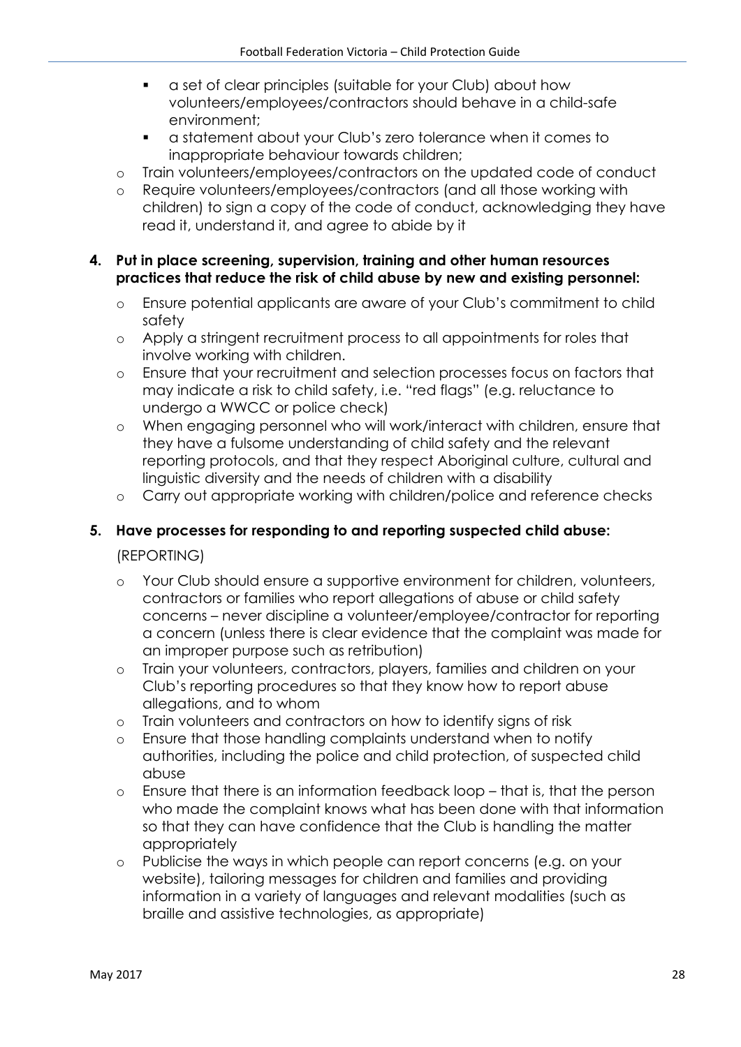- a set of clear principles (suitable for your Club) about how volunteers/employees/contractors should behave in a child-safe environment;
    - a statement about your Club's zero tolerance when it comes to inappropriate behaviour towards children;
  - Train volunteers/employees/contractors on the updated code of conduct
  - Require volunteers/employees/contractors (and all those working with children) to sign a copy of the code of conduct, acknowledging they have read it, understand it, and agree to abide by it

4. **Put in place screening, supervision, training and other human resources practices that reduce the risk of child abuse by new and existing personnel:**
   - Ensure potential applicants are aware of your Club's commitment to child safety
   - Apply a stringent recruitment process to all appointments for roles that involve working with children.
   - Ensure that your recruitment and selection processes focus on factors that may indicate a risk to child safety, i.e. "red flags" (e.g. reluctance to undergo a WWCC or police check)
   - When engaging personnel who will work/interact with children, ensure that they have a fulsome understanding of child safety and the relevant reporting protocols, and that they respect Aboriginal culture, cultural and linguistic diversity and the needs of children with a disability
   - Carry out appropriate working with children/police and reference checks

5. **Have processes for responding to and reporting suspected child abuse:**

   (REPORTING)

   - Your Club should ensure a supportive environment for children, volunteers, contractors or families who report allegations of abuse or child safety concerns – never discipline a volunteer/employee/contractor for reporting a concern (unless there is clear evidence that the complaint was made for an improper purpose such as retribution)
   - Train your volunteers, contractors, players, families and children on your Club's reporting procedures so that they know how to report abuse allegations, and to whom
   - Train volunteers and contractors on how to identify signs of risk
   - Ensure that those handling complaints understand when to notify authorities, including the police and child protection, of suspected child abuse
   - Ensure that there is an information feedback loop – that is, that the person who made the complaint knows what has been done with that information so that they can have confidence that the Club is handling the matter appropriately
   - Publicise the ways in which people can report concerns (e.g. on your website), tailoring messages for children and families and providing information in a variety of languages and relevant modalities (such as braille and assistive technologies, as appropriate)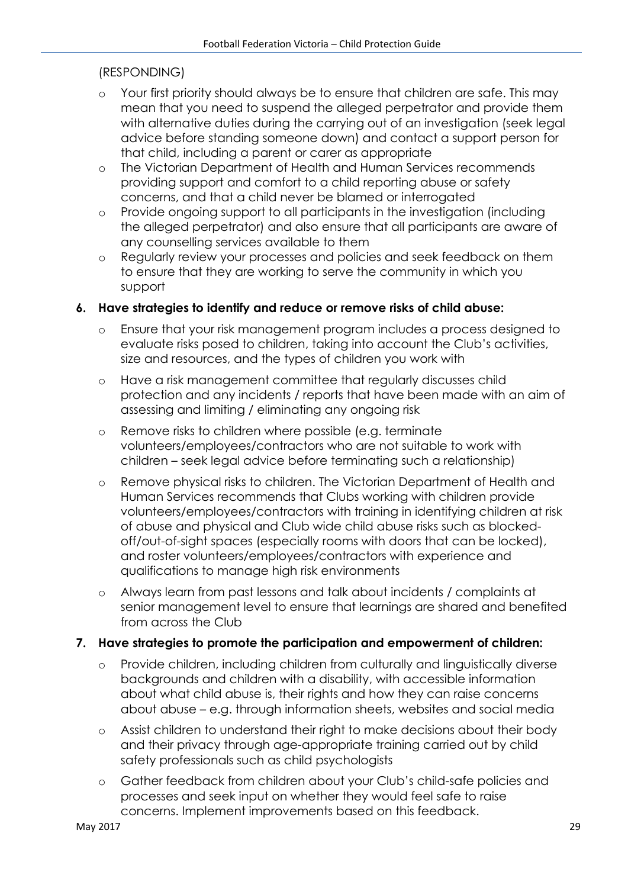(RESPONDING)

- Your first priority should always be to ensure that children are safe. This may mean that you need to suspend the alleged perpetrator and provide them with alternative duties during the carrying out of an investigation (seek legal advice before standing someone down) and contact a support person for that child, including a parent or carer as appropriate
- The Victorian Department of Health and Human Services recommends providing support and comfort to a child reporting abuse or safety concerns, and that a child never be blamed or interrogated
- Provide ongoing support to all participants in the investigation (including the alleged perpetrator) and also ensure that all participants are aware of any counselling services available to them
- Regularly review your processes and policies and seek feedback on them to ensure that they are working to serve the community in which you support

**6. Have strategies to identify and reduce or remove risks of child abuse:**

- Ensure that your risk management program includes a process designed to evaluate risks posed to children, taking into account the Club's activities, size and resources, and the types of children you work with
- Have a risk management committee that regularly discusses child protection and any incidents / reports that have been made with an aim of assessing and limiting / eliminating any ongoing risk
- Remove risks to children where possible (e.g. terminate volunteers/employees/contractors who are not suitable to work with children – seek legal advice before terminating such a relationship)
- Remove physical risks to children. The Victorian Department of Health and Human Services recommends that Clubs working with children provide volunteers/employees/contractors with training in identifying children at risk of abuse and physical and Club wide child abuse risks such as blocked-off/out-of-sight spaces (especially rooms with doors that can be locked), and roster volunteers/employees/contractors with experience and qualifications to manage high risk environments
- Always learn from past lessons and talk about incidents / complaints at senior management level to ensure that learnings are shared and benefited from across the Club

**7. Have strategies to promote the participation and empowerment of children:**

- Provide children, including children from culturally and linguistically diverse backgrounds and children with a disability, with accessible information about what child abuse is, their rights and how they can raise concerns about abuse – e.g. through information sheets, websites and social media
- Assist children to understand their right to make decisions about their body and their privacy through age-appropriate training carried out by child safety professionals such as child psychologists
- Gather feedback from children about your Club's child-safe policies and processes and seek input on whether they would feel safe to raise concerns. Implement improvements based on this feedback.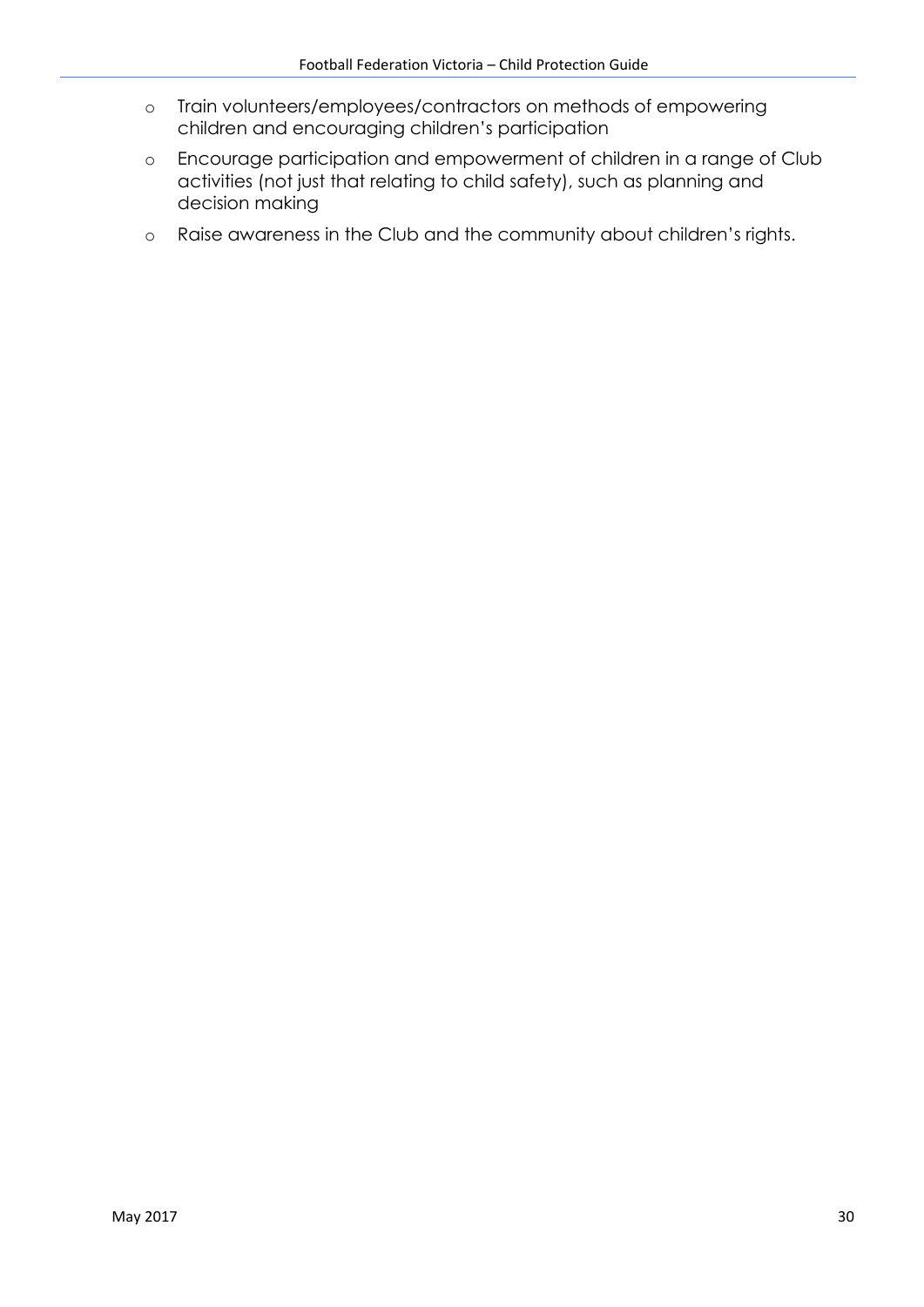- Train volunteers/employees/contractors on methods of empowering children and encouraging children's participation
- Encourage participation and empowerment of children in a range of Club activities (not just that relating to child safety), such as planning and decision making
- Raise awareness in the Club and the community about children's rights.